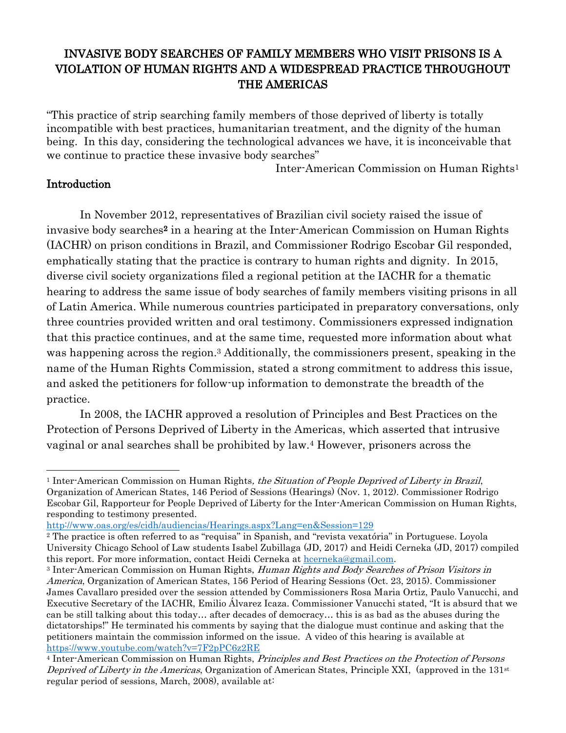# INVASIVE BODY SEARCHES OF FAMILY MEMBERS WHO VISIT PRISONS IS A VIOLATION OF HUMAN RIGHTS AND A WIDESPREAD PRACTICE THROUGHOUT THE AMERICAS

"This practice of strip searching family members of those deprived of liberty is totally incompatible with best practices, humanitarian treatment, and the dignity of the human being. In this day, considering the technological advances we have, it is inconceivable that we continue to practice these invasive body searches"

Inter-American Commission on Human Rights[1]

## Introduction

In November 2012, representatives of Brazilian civil society raised the issue of invasive body searches[2] in a hearing at the Inter-American Commission on Human Rights (IACHR) on prison conditions in Brazil, and Commissioner Rodrigo Escobar Gil responded, emphatically stating that the practice is contrary to human rights and dignity. In 2015, diverse civil society organizations filed a regional petition at the IACHR for a thematic hearing to address the same issue of body searches of family members visiting prisons in all of Latin America. While numerous countries participated in preparatory conversations, only three countries provided written and oral testimony. Commissioners expressed indignation that this practice continues, and at the same time, requested more information about what was happening across the region.[3] Additionally, the commissioners present, speaking in the name of the Human Rights Commission, stated a strong commitment to address this issue, and asked the petitioners for follow-up information to demonstrate the breadth of the practice.

In 2008, the IACHR approved a resolution of Principles and Best Practices on the Protection of Persons Deprived of Liberty in the Americas, which asserted that intrusive vaginal or anal searches shall be prohibited by law.[4] However, prisoners across the

---

[1] Inter-American Commission on Human Rights*, the Situation of People Deprived of Liberty in Brazil*, Organization of American States, 146 Period of Sessions (Hearings) (Nov. 1, 2012). Commissioner Rodrigo Escobar Gil, Rapporteur for People Deprived of Liberty for the Inter-American Commission on Human Rights, responding to testimony presented. http://www.oas.org/es/cidh/audiencias/Hearings.aspx?Lang=en&Session=129

[2] The practice is often referred to as "requisa" in Spanish, and "revista vexatória" in Portuguese. Loyola University Chicago School of Law students Isabel Zubillaga (JD, 2017) and Heidi Cerneka (JD, 2017) compiled this report. For more information, contact Heidi Cerneka at hcerneka@gmail.com.

[3] Inter-American Commission on Human Rights, *Human Rights and Body Searches of Prison Visitors in America*, Organization of American States, 156 Period of Hearing Sessions (Oct. 23, 2015). Commissioner James Cavallaro presided over the session attended by Commissioners Rosa Maria Ortiz, Paulo Vanucchi, and Executive Secretary of the IACHR, Emilio Álvarez Icaza. Commissioner Vanucchi stated, "It is absurd that we can be still talking about this today… after decades of democracy… this is as bad as the abuses during the dictatorships!" He terminated his comments by saying that the dialogue must continue and asking that the petitioners maintain the commission informed on the issue. A video of this hearing is available at https://www.youtube.com/watch?v=7F2pPC6z2RE

[4] Inter-American Commission on Human Rights, *Principles and Best Practices on the Protection of Persons Deprived of Liberty in the Americas*, Organization of American States, Principle XXI, (approved in the 131st regular period of sessions, March, 2008), available at: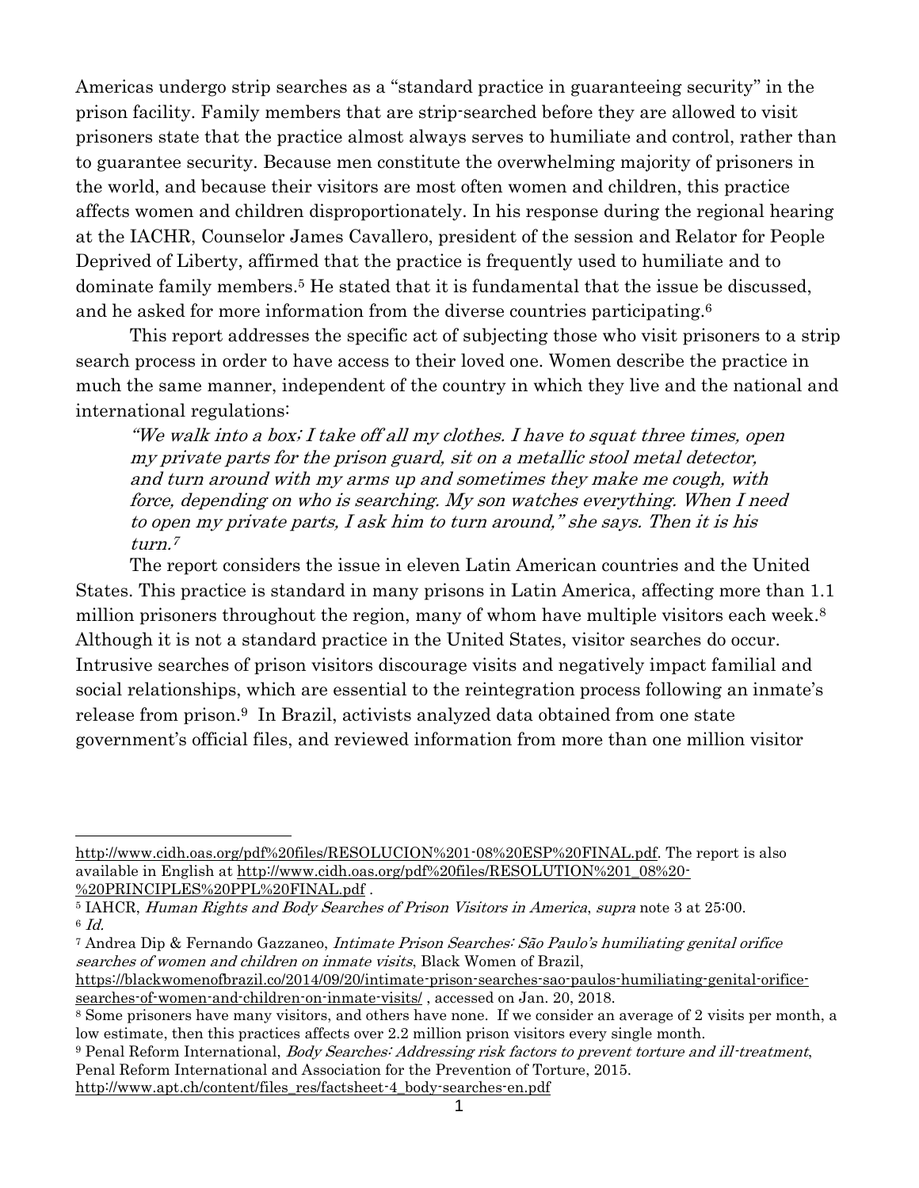Americas undergo strip searches as a "standard practice in guaranteeing security" in the prison facility. Family members that are strip-searched before they are allowed to visit prisoners state that the practice almost always serves to humiliate and control, rather than to guarantee security. Because men constitute the overwhelming majority of prisoners in the world, and because their visitors are most often women and children, this practice affects women and children disproportionately. In his response during the regional hearing at the IACHR, Counselor James Cavallero, president of the session and Relator for People Deprived of Liberty, affirmed that the practice is frequently used to humiliate and to dominate family members.[5] He stated that it is fundamental that the issue be discussed, and he asked for more information from the diverse countries participating.[6]

This report addresses the specific act of subjecting those who visit prisoners to a strip search process in order to have access to their loved one. Women describe the practice in much the same manner, independent of the country in which they live and the national and international regulations:

> *"We walk into a box; I take off all my clothes. I have to squat three times, open my private parts for the prison guard, sit on a metallic stool metal detector, and turn around with my arms up and sometimes they make me cough, with force, depending on who is searching. My son watches everything. When I need to open my private parts, I ask him to turn around," she says. Then it is his turn.*[7]

The report considers the issue in eleven Latin American countries and the United States. This practice is standard in many prisons in Latin America, affecting more than 1.1 million prisoners throughout the region, many of whom have multiple visitors each week.[8] Although it is not a standard practice in the United States, visitor searches do occur. Intrusive searches of prison visitors discourage visits and negatively impact familial and social relationships, which are essential to the reintegration process following an inmate's release from prison.[9] In Brazil, activists analyzed data obtained from one state government's official files, and reviewed information from more than one million visitor

---

http://www.cidh.oas.org/pdf%20files/RESOLUCION%201-08%20ESP%20FINAL.pdf. The report is also available in English at http://www.cidh.oas.org/pdf%20files/RESOLUTION%201_08%20-%20PRINCIPLES%20PPL%20FINAL.pdf .

[5] IAHCR, *Human Rights and Body Searches of Prison Visitors in America*, *supra* note 3 at 25:00.

[6] *Id.*

[7] Andrea Dip & Fernando Gazzaneo, *Intimate Prison Searches: São Paulo's humiliating genital orifice searches of women and children on inmate visits*, Black Women of Brazil, https://blackwomenofbrazil.co/2014/09/20/intimate-prison-searches-sao-paulos-humiliating-genital-orifice-searches-of-women-and-children-on-inmate-visits/ , accessed on Jan. 20, 2018.

[8] Some prisoners have many visitors, and others have none. If we consider an average of 2 visits per month, a low estimate, then this practices affects over 2.2 million prison visitors every single month.

[9] Penal Reform International, *Body Searches: Addressing risk factors to prevent torture and ill-treatment*, Penal Reform International and Association for the Prevention of Torture, 2015. http://www.apt.ch/content/files_res/factsheet-4_body-searches-en.pdf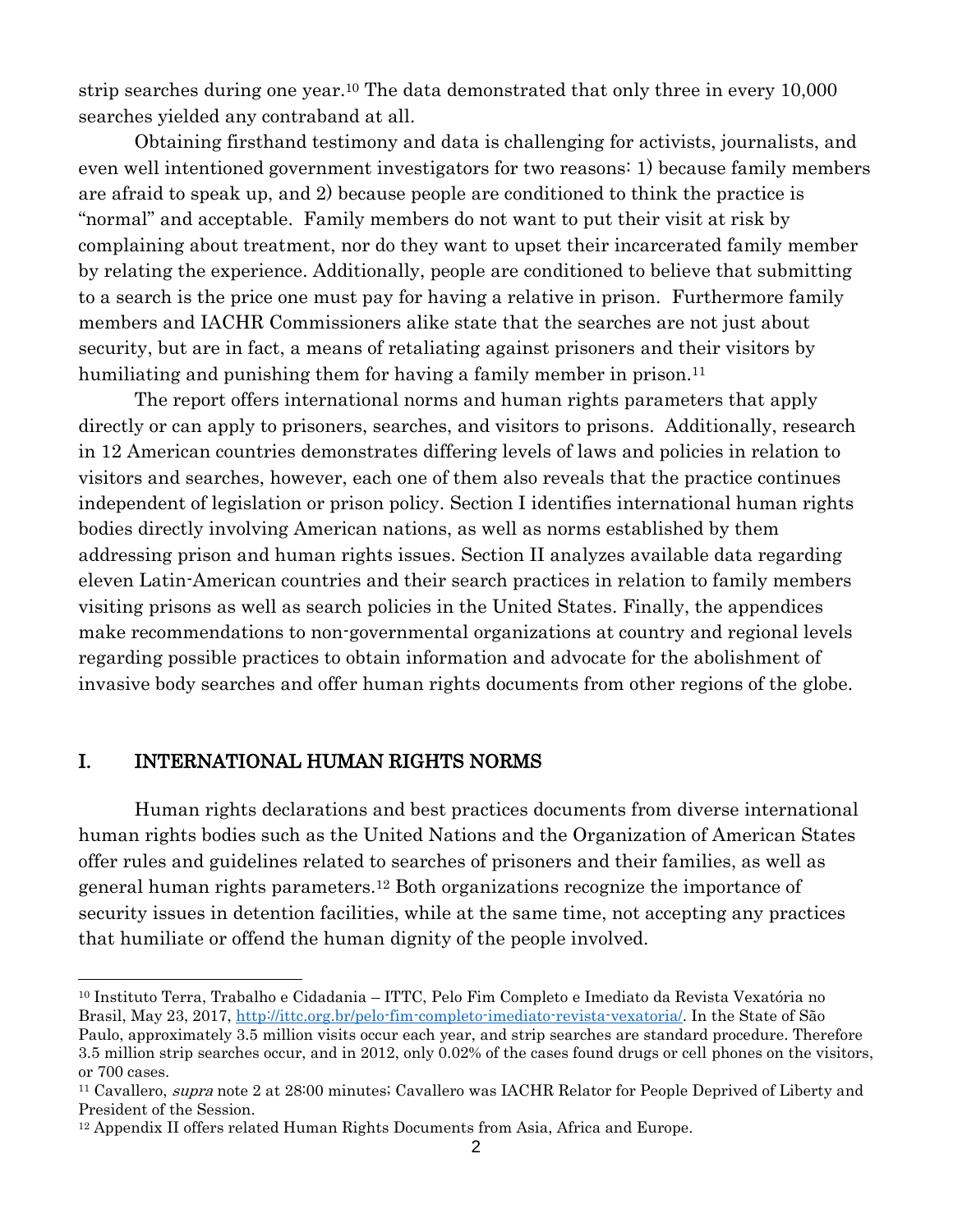strip searches during one year.[10] The data demonstrated that only three in every 10,000 searches yielded any contraband at all.

Obtaining firsthand testimony and data is challenging for activists, journalists, and even well intentioned government investigators for two reasons: 1) because family members are afraid to speak up, and 2) because people are conditioned to think the practice is "normal" and acceptable. Family members do not want to put their visit at risk by complaining about treatment, nor do they want to upset their incarcerated family member by relating the experience. Additionally, people are conditioned to believe that submitting to a search is the price one must pay for having a relative in prison. Furthermore family members and IACHR Commissioners alike state that the searches are not just about security, but are in fact, a means of retaliating against prisoners and their visitors by humiliating and punishing them for having a family member in prison.[11]

The report offers international norms and human rights parameters that apply directly or can apply to prisoners, searches, and visitors to prisons. Additionally, research in 12 American countries demonstrates differing levels of laws and policies in relation to visitors and searches, however, each one of them also reveals that the practice continues independent of legislation or prison policy. Section I identifies international human rights bodies directly involving American nations, as well as norms established by them addressing prison and human rights issues. Section II analyzes available data regarding eleven Latin-American countries and their search practices in relation to family members visiting prisons as well as search policies in the United States. Finally, the appendices make recommendations to non-governmental organizations at country and regional levels regarding possible practices to obtain information and advocate for the abolishment of invasive body searches and offer human rights documents from other regions of the globe.

## I. INTERNATIONAL HUMAN RIGHTS NORMS

Human rights declarations and best practices documents from diverse international human rights bodies such as the United Nations and the Organization of American States offer rules and guidelines related to searches of prisoners and their families, as well as general human rights parameters.[12] Both organizations recognize the importance of security issues in detention facilities, while at the same time, not accepting any practices that humiliate or offend the human dignity of the people involved.

---

[10] Instituto Terra, Trabalho e Cidadania – ITTC, Pelo Fim Completo e Imediato da Revista Vexatória no Brasil, May 23, 2017, http://ittc.org.br/pelo-fim-completo-imediato-revista-vexatoria/. In the State of São Paulo, approximately 3.5 million visits occur each year, and strip searches are standard procedure. Therefore 3.5 million strip searches occur, and in 2012, only 0.02% of the cases found drugs or cell phones on the visitors, or 700 cases.

[11] Cavallero, *supra* note 2 at 28:00 minutes; Cavallero was IACHR Relator for People Deprived of Liberty and President of the Session.

[12] Appendix II offers related Human Rights Documents from Asia, Africa and Europe.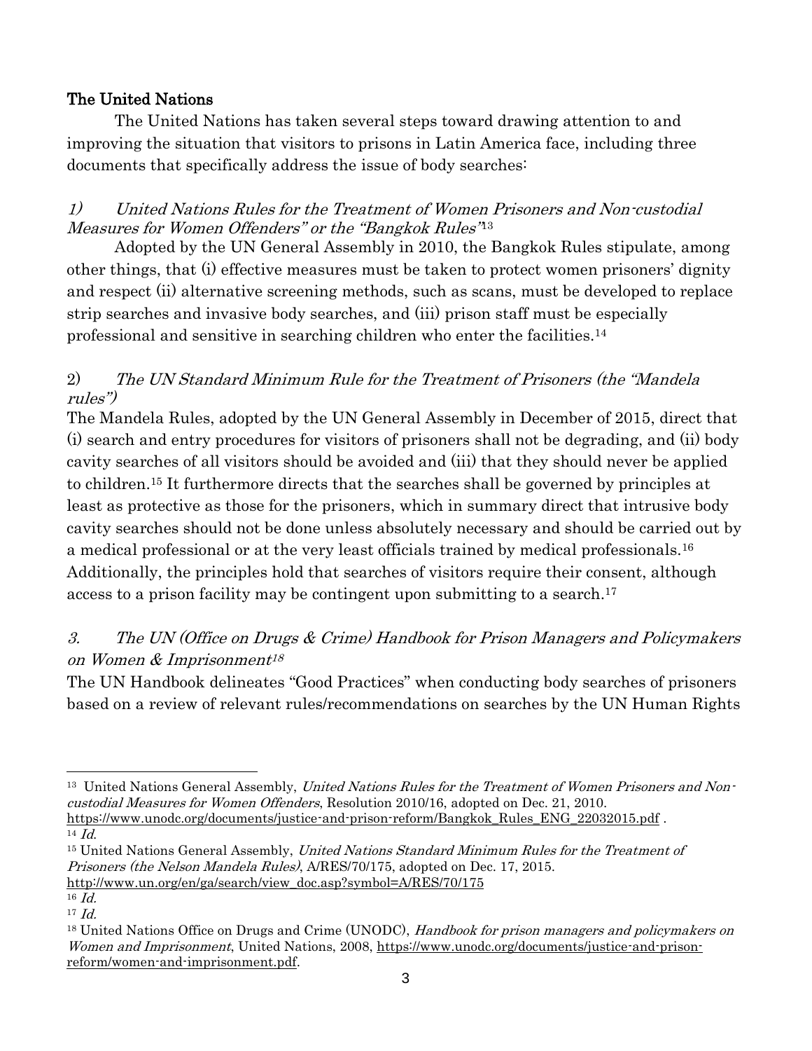## The United Nations

The United Nations has taken several steps toward drawing attention to and improving the situation that visitors to prisons in Latin America face, including three documents that specifically address the issue of body searches:

### *1) United Nations Rules for the Treatment of Women Prisoners and Non-custodial Measures for Women Offenders" or the "Bangkok Rules"*[13]

Adopted by the UN General Assembly in 2010, the Bangkok Rules stipulate, among other things, that (i) effective measures must be taken to protect women prisoners' dignity and respect (ii) alternative screening methods, such as scans, must be developed to replace strip searches and invasive body searches, and (iii) prison staff must be especially professional and sensitive in searching children who enter the facilities.[14]

### 2) *The UN Standard Minimum Rule for the Treatment of Prisoners (the "Mandela rules")*

The Mandela Rules, adopted by the UN General Assembly in December of 2015, direct that (i) search and entry procedures for visitors of prisoners shall not be degrading, and (ii) body cavity searches of all visitors should be avoided and (iii) that they should never be applied to children.[15] It furthermore directs that the searches shall be governed by principles at least as protective as those for the prisoners, which in summary direct that intrusive body cavity searches should not be done unless absolutely necessary and should be carried out by a medical professional or at the very least officials trained by medical professionals.[16] Additionally, the principles hold that searches of visitors require their consent, although access to a prison facility may be contingent upon submitting to a search.[17]

### *3. The UN (Office on Drugs & Crime) Handbook for Prison Managers and Policymakers on Women & Imprisonment*[18]

The UN Handbook delineates "Good Practices" when conducting body searches of prisoners based on a review of relevant rules/recommendations on searches by the UN Human Rights

---

[13] United Nations General Assembly, *United Nations Rules for the Treatment of Women Prisoners and Non-custodial Measures for Women Offenders*, Resolution 2010/16, adopted on Dec. 21, 2010. https://www.unodc.org/documents/justice-and-prison-reform/Bangkok_Rules_ENG_22032015.pdf .

[14] *Id.*

[15] United Nations General Assembly, *United Nations Standard Minimum Rules for the Treatment of Prisoners (the Nelson Mandela Rules)*, A/RES/70/175, adopted on Dec. 17, 2015. http://www.un.org/en/ga/search/view_doc.asp?symbol=A/RES/70/175

[16] *Id.*

[17] *Id.*

[18] United Nations Office on Drugs and Crime (UNODC), *Handbook for prison managers and policymakers on Women and Imprisonment*, United Nations, 2008, https://www.unodc.org/documents/justice-and-prison-reform/women-and-imprisonment.pdf.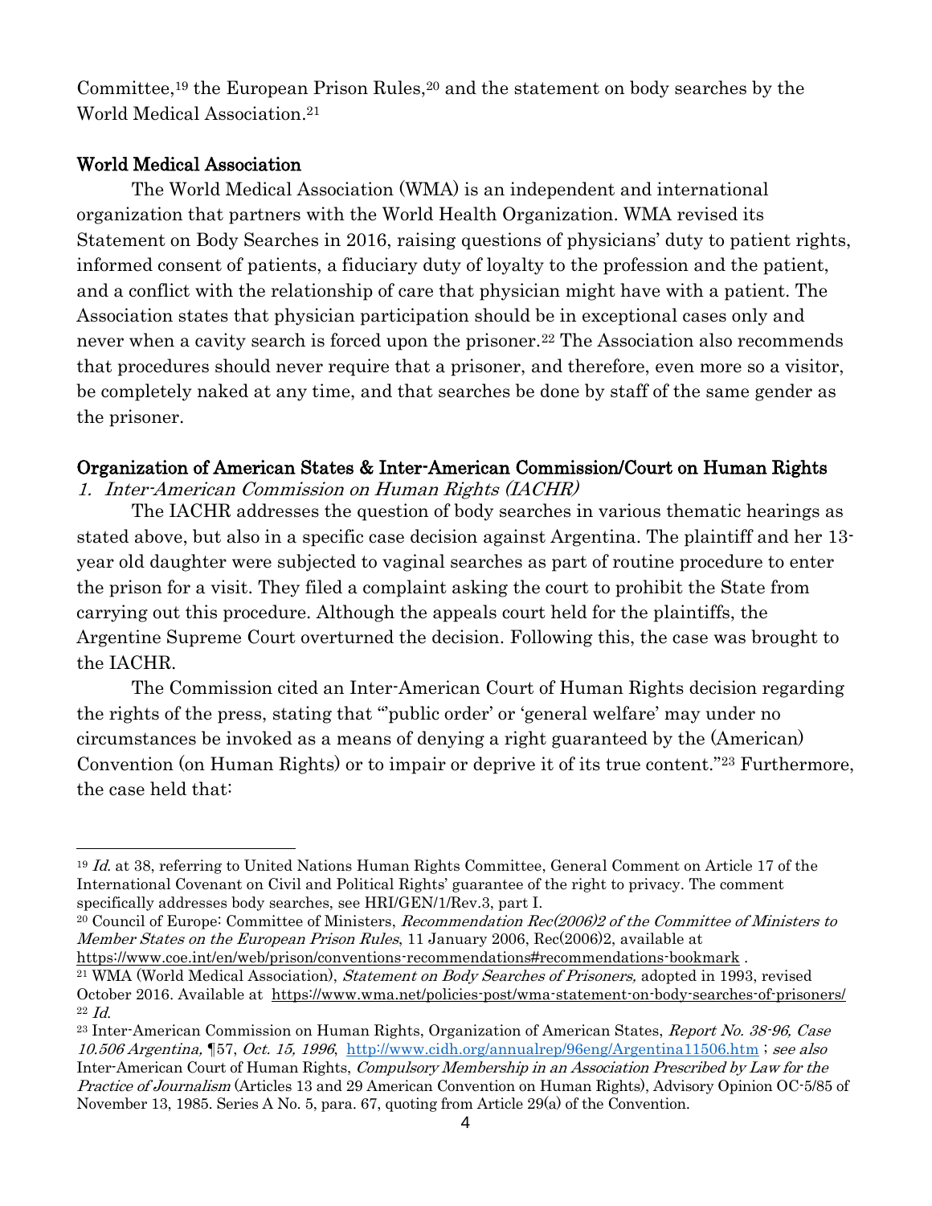Committee,[19] the European Prison Rules,[20] and the statement on body searches by the World Medical Association.[21]

## World Medical Association

The World Medical Association (WMA) is an independent and international organization that partners with the World Health Organization. WMA revised its Statement on Body Searches in 2016, raising questions of physicians' duty to patient rights, informed consent of patients, a fiduciary duty of loyalty to the profession and the patient, and a conflict with the relationship of care that physician might have with a patient. The Association states that physician participation should be in exceptional cases only and never when a cavity search is forced upon the prisoner.[22] The Association also recommends that procedures should never require that a prisoner, and therefore, even more so a visitor, be completely naked at any time, and that searches be done by staff of the same gender as the prisoner.

## Organization of American States & Inter-American Commission/Court on Human Rights

### *1. Inter-American Commission on Human Rights (IACHR)*

The IACHR addresses the question of body searches in various thematic hearings as stated above, but also in a specific case decision against Argentina. The plaintiff and her 13-year old daughter were subjected to vaginal searches as part of routine procedure to enter the prison for a visit. They filed a complaint asking the court to prohibit the State from carrying out this procedure. Although the appeals court held for the plaintiffs, the Argentine Supreme Court overturned the decision. Following this, the case was brought to the IACHR.

The Commission cited an Inter-American Court of Human Rights decision regarding the rights of the press, stating that "'public order' or 'general welfare' may under no circumstances be invoked as a means of denying a right guaranteed by the (American) Convention (on Human Rights) or to impair or deprive it of its true content."[23] Furthermore, the case held that:

---

[19] *Id.* at 38, referring to United Nations Human Rights Committee, General Comment on Article 17 of the International Covenant on Civil and Political Rights' guarantee of the right to privacy. The comment specifically addresses body searches, see HRI/GEN/1/Rev.3, part I.

[20] Council of Europe: Committee of Ministers, *Recommendation Rec(2006)2 of the Committee of Ministers to Member States on the European Prison Rules*, 11 January 2006, Rec(2006)2, available at https://www.coe.int/en/web/prison/conventions-recommendations#recommendations-bookmark .

[21] WMA (World Medical Association), *Statement on Body Searches of Prisoners,* adopted in 1993, revised October 2016. Available at https://www.wma.net/policies-post/wma-statement-on-body-searches-of-prisoners/

[22] *Id.*

[23] Inter-American Commission on Human Rights, Organization of American States, *Report No. 38-96, Case 10.506 Argentina,* ¶57, *Oct. 15, 1996*, http://www.cidh.org/annualrep/96eng/Argentina11506.htm ; *see also* Inter-American Court of Human Rights, *Compulsory Membership in an Association Prescribed by Law for the Practice of Journalism* (Articles 13 and 29 American Convention on Human Rights), Advisory Opinion OC-5/85 of November 13, 1985. Series A No. 5, para. 67, quoting from Article 29(a) of the Convention.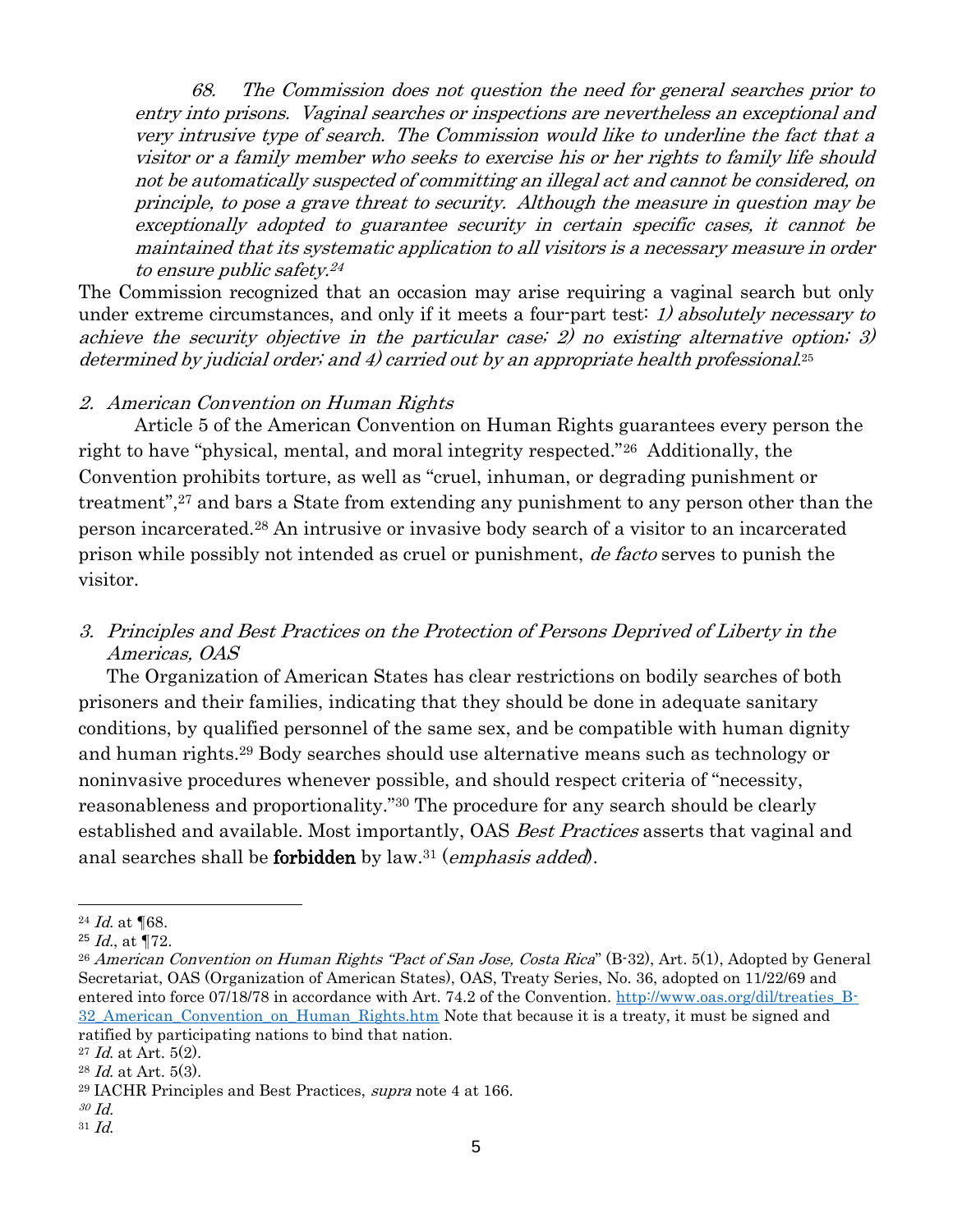*68. The Commission does not question the need for general searches prior to entry into prisons. Vaginal searches or inspections are nevertheless an exceptional and very intrusive type of search. The Commission would like to underline the fact that a visitor or a family member who seeks to exercise his or her rights to family life should not be automatically suspected of committing an illegal act and cannot be considered, on principle, to pose a grave threat to security. Although the measure in question may be exceptionally adopted to guarantee security in certain specific cases, it cannot be maintained that its systematic application to all visitors is a necessary measure in order to ensure public safety.*[24]

The Commission recognized that an occasion may arise requiring a vaginal search but only under extreme circumstances, and only if it meets a four-part test: *1) absolutely necessary to achieve the security objective in the particular case; 2) no existing alternative option; 3) determined by judicial order; and 4) carried out by an appropriate health professional.*[25]

### *2. American Convention on Human Rights*

Article 5 of the American Convention on Human Rights guarantees every person the right to have "physical, mental, and moral integrity respected."[26] Additionally, the Convention prohibits torture, as well as "cruel, inhuman, or degrading punishment or treatment",[27] and bars a State from extending any punishment to any person other than the person incarcerated.[28] An intrusive or invasive body search of a visitor to an incarcerated prison while possibly not intended as cruel or punishment, *de facto* serves to punish the visitor.

### *3. Principles and Best Practices on the Protection of Persons Deprived of Liberty in the Americas, OAS*

The Organization of American States has clear restrictions on bodily searches of both prisoners and their families, indicating that they should be done in adequate sanitary conditions, by qualified personnel of the same sex, and be compatible with human dignity and human rights.[29] Body searches should use alternative means such as technology or noninvasive procedures whenever possible, and should respect criteria of "necessity, reasonableness and proportionality."[30] The procedure for any search should be clearly established and available. Most importantly, OAS *Best Practices* asserts that vaginal and anal searches shall be **forbidden** by law.[31] (*emphasis added*).

---

[24] *Id.* at ¶68.

[25] *Id.*, at ¶72.

[26] *American Convention on Human Rights "Pact of San Jose, Costa Rica"* (B-32), Art. 5(1), Adopted by General Secretariat, OAS (Organization of American States), OAS, Treaty Series, No. 36, adopted on 11/22/69 and entered into force 07/18/78 in accordance with Art. 74.2 of the Convention. http://www.oas.org/dil/treaties_B-32_American_Convention_on_Human_Rights.htm Note that because it is a treaty, it must be signed and ratified by participating nations to bind that nation.

[27] *Id.* at Art. 5(2).

[28] *Id.* at Art. 5(3).

[29] IACHR Principles and Best Practices, *supra* note 4 at 166.

[30] *Id.*

[31] *Id.*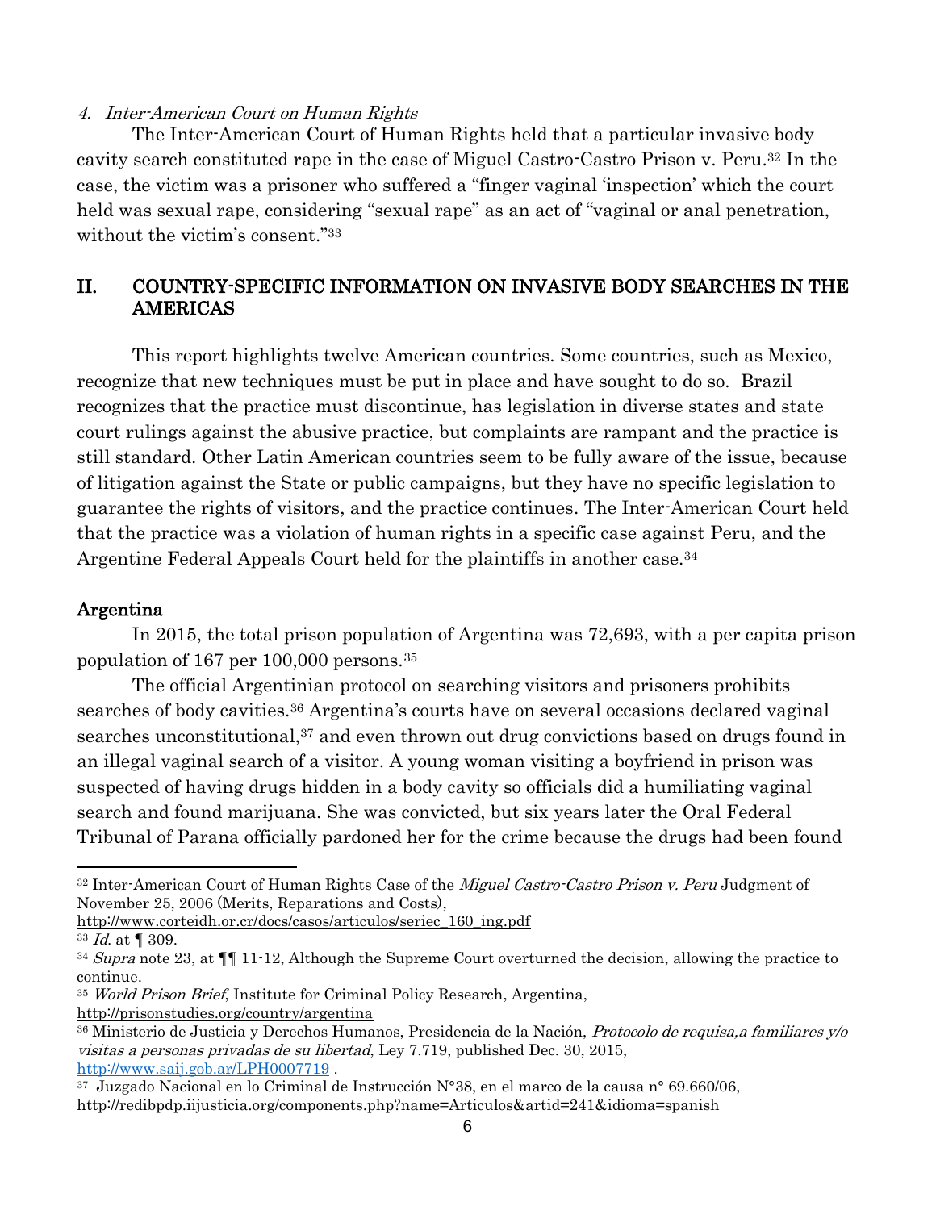#### *4. Inter-American Court on Human Rights*

The Inter-American Court of Human Rights held that a particular invasive body cavity search constituted rape in the case of Miguel Castro-Castro Prison v. Peru.[32] In the case, the victim was a prisoner who suffered a "finger vaginal 'inspection' which the court held was sexual rape, considering "sexual rape" as an act of "vaginal or anal penetration, without the victim's consent."[33]

## II. COUNTRY-SPECIFIC INFORMATION ON INVASIVE BODY SEARCHES IN THE AMERICAS

This report highlights twelve American countries. Some countries, such as Mexico, recognize that new techniques must be put in place and have sought to do so. Brazil recognizes that the practice must discontinue, has legislation in diverse states and state court rulings against the abusive practice, but complaints are rampant and the practice is still standard. Other Latin American countries seem to be fully aware of the issue, because of litigation against the State or public campaigns, but they have no specific legislation to guarantee the rights of visitors, and the practice continues. The Inter-American Court held that the practice was a violation of human rights in a specific case against Peru, and the Argentine Federal Appeals Court held for the plaintiffs in another case.[34]

### Argentina

In 2015, the total prison population of Argentina was 72,693, with a per capita prison population of 167 per 100,000 persons.[35]

The official Argentinian protocol on searching visitors and prisoners prohibits searches of body cavities.[36] Argentina's courts have on several occasions declared vaginal searches unconstitutional,[37] and even thrown out drug convictions based on drugs found in an illegal vaginal search of a visitor. A young woman visiting a boyfriend in prison was suspected of having drugs hidden in a body cavity so officials did a humiliating vaginal search and found marijuana. She was convicted, but six years later the Oral Federal Tribunal of Parana officially pardoned her for the crime because the drugs had been found

---

[32] Inter-American Court of Human Rights Case of the *Miguel Castro-Castro Prison v. Peru* Judgment of November 25, 2006 (Merits, Reparations and Costs), http://www.corteidh.or.cr/docs/casos/articulos/seriec_160_ing.pdf

[33] *Id.* at ¶ 309.

[34] *Supra* note 23, at ¶¶ 11-12, Although the Supreme Court overturned the decision, allowing the practice to continue.

[35] *World Prison Brief*, Institute for Criminal Policy Research, Argentina, http://prisonstudies.org/country/argentina

[36] Ministerio de Justicia y Derechos Humanos, Presidencia de la Nación, *Protocolo de requisa,a familiares y/o visitas a personas privadas de su libertad*, Ley 7.719, published Dec. 30, 2015, http://www.saij.gob.ar/LPH0007719 .

[37] Juzgado Nacional en lo Criminal de Instrucción N°38, en el marco de la causa n° 69.660/06, http://redibpdp.iijusticia.org/components.php?name=Articulos&artid=241&idioma=spanish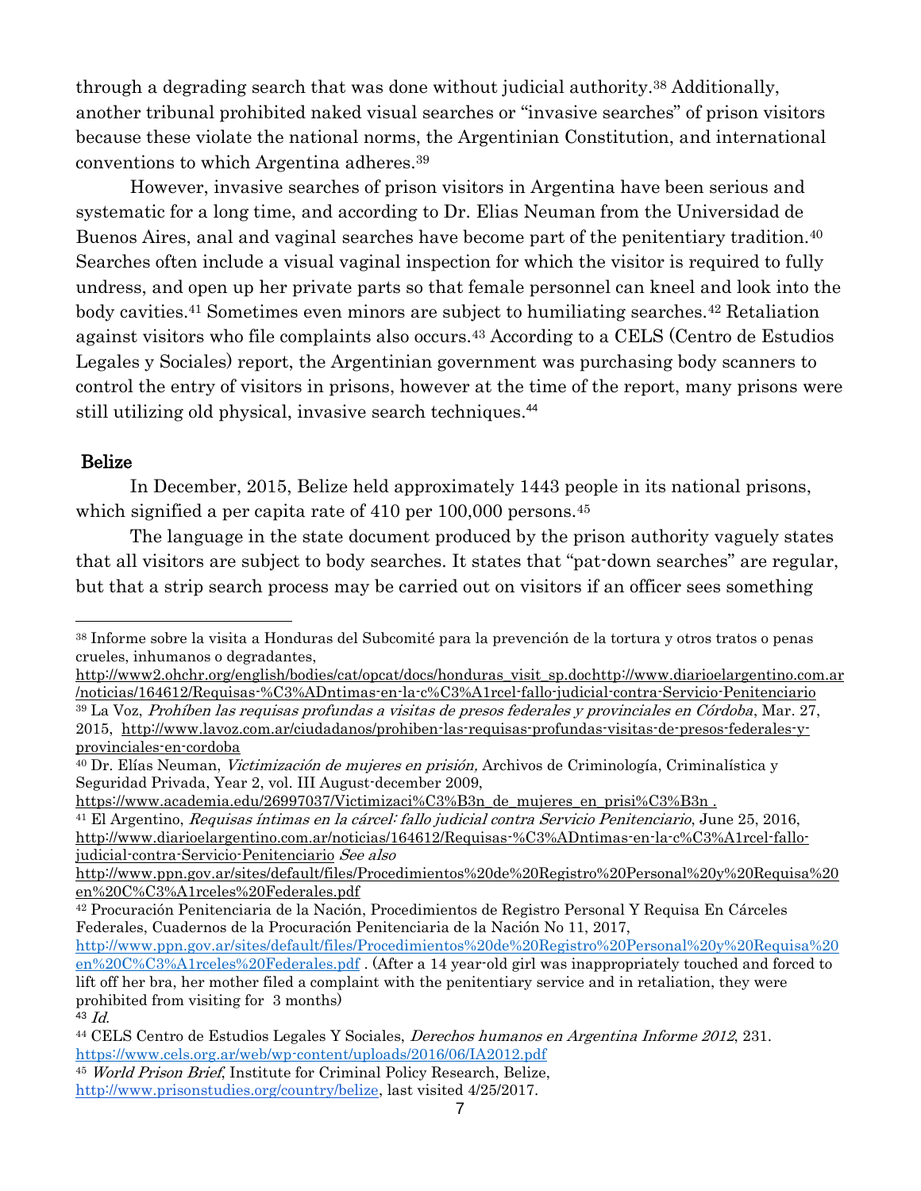through a degrading search that was done without judicial authority.[38] Additionally, another tribunal prohibited naked visual searches or "invasive searches" of prison visitors because these violate the national norms, the Argentinian Constitution, and international conventions to which Argentina adheres.[39]

However, invasive searches of prison visitors in Argentina have been serious and systematic for a long time, and according to Dr. Elias Neuman from the Universidad de Buenos Aires, anal and vaginal searches have become part of the penitentiary tradition.[40] Searches often include a visual vaginal inspection for which the visitor is required to fully undress, and open up her private parts so that female personnel can kneel and look into the body cavities.[41] Sometimes even minors are subject to humiliating searches.[42] Retaliation against visitors who file complaints also occurs.[43] According to a CELS (Centro de Estudios Legales y Sociales) report, the Argentinian government was purchasing body scanners to control the entry of visitors in prisons, however at the time of the report, many prisons were still utilizing old physical, invasive search techniques.[44]

**Belize**

In December, 2015, Belize held approximately 1443 people in its national prisons, which signified a per capita rate of 410 per 100,000 persons.[45]

The language in the state document produced by the prison authority vaguely states that all visitors are subject to body searches. It states that "pat-down searches" are regular, but that a strip search process may be carried out on visitors if an officer sees something

---

[38] Informe sobre la visita a Honduras del Subcomité para la prevención de la tortura y otros tratos o penas crueles, inhumanos o degradantes, http://www2.ohchr.org/english/bodies/cat/opcat/docs/honduras_visit_sp.dochttp://www.diarioelargentino.com.ar/noticias/164612/Requisas-%C3%ADntimas-en-la-c%C3%A1rcel-fallo-judicial-contra-Servicio-Penitenciario

[39] La Voz, *Prohíben las requisas profundas a visitas de presos federales y provinciales en Córdoba*, Mar. 27, 2015, http://www.lavoz.com.ar/ciudadanos/prohiben-las-requisas-profundas-visitas-de-presos-federales-y-provinciales-en-cordoba

[40] Dr. Elías Neuman, *Victimización de mujeres en prisión,* Archivos de Criminología, Criminalística y Seguridad Privada, Year 2, vol. III August-december 2009, https://www.academia.edu/26997037/Victimizaci%C3%B3n_de_mujeres_en_prisi%C3%B3n .

[41] El Argentino, *Requisas íntimas en la cárcel: fallo judicial contra Servicio Penitenciario*, June 25, 2016, http://www.diarioelargentino.com.ar/noticias/164612/Requisas-%C3%ADntimas-en-la-c%C3%A1rcel-fallo-judicial-contra-Servicio-Penitenciario *See also* http://www.ppn.gov.ar/sites/default/files/Procedimientos%20de%20Registro%20Personal%20y%20Requisa%20en%20C%C3%A1rceles%20Federales.pdf

[42] Procuración Penitenciaria de la Nación, Procedimientos de Registro Personal Y Requisa En Cárceles Federales, Cuadernos de la Procuración Penitenciaria de la Nación No 11, 2017, http://www.ppn.gov.ar/sites/default/files/Procedimientos%20de%20Registro%20Personal%20y%20Requisa%20en%20C%C3%A1rceles%20Federales.pdf . (After a 14 year-old girl was inappropriately touched and forced to lift off her bra, her mother filed a complaint with the penitentiary service and in retaliation, they were prohibited from visiting for 3 months)

[43] *Id.*

[44] CELS Centro de Estudios Legales Y Sociales, *Derechos humanos en Argentina Informe 2012*, 231. https://www.cels.org.ar/web/wp-content/uploads/2016/06/IA2012.pdf

[45] *World Prison Brief,* Institute for Criminal Policy Research, Belize, http://www.prisonstudies.org/country/belize, last visited 4/25/2017.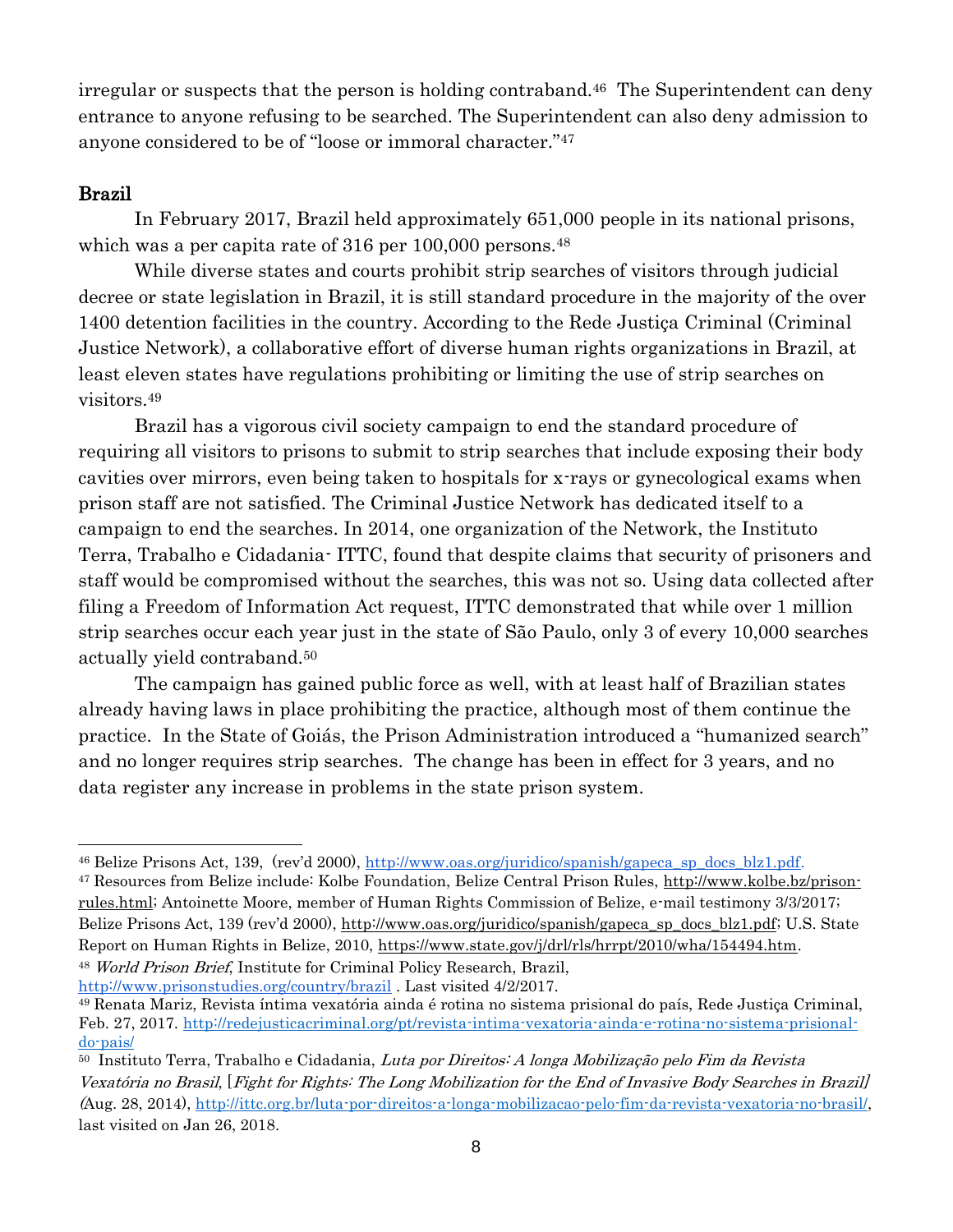irregular or suspects that the person is holding contraband.[46] The Superintendent can deny entrance to anyone refusing to be searched. The Superintendent can also deny admission to anyone considered to be of "loose or immoral character."[47]

## Brazil

In February 2017, Brazil held approximately 651,000 people in its national prisons, which was a per capita rate of 316 per 100,000 persons.[48]

While diverse states and courts prohibit strip searches of visitors through judicial decree or state legislation in Brazil, it is still standard procedure in the majority of the over 1400 detention facilities in the country. According to the Rede Justiça Criminal (Criminal Justice Network), a collaborative effort of diverse human rights organizations in Brazil, at least eleven states have regulations prohibiting or limiting the use of strip searches on visitors.[49]

Brazil has a vigorous civil society campaign to end the standard procedure of requiring all visitors to prisons to submit to strip searches that include exposing their body cavities over mirrors, even being taken to hospitals for x-rays or gynecological exams when prison staff are not satisfied. The Criminal Justice Network has dedicated itself to a campaign to end the searches. In 2014, one organization of the Network, the Instituto Terra, Trabalho e Cidadania- ITTC, found that despite claims that security of prisoners and staff would be compromised without the searches, this was not so. Using data collected after filing a Freedom of Information Act request, ITTC demonstrated that while over 1 million strip searches occur each year just in the state of São Paulo, only 3 of every 10,000 searches actually yield contraband.[50]

The campaign has gained public force as well, with at least half of Brazilian states already having laws in place prohibiting the practice, although most of them continue the practice. In the State of Goiás, the Prison Administration introduced a "humanized search" and no longer requires strip searches. The change has been in effect for 3 years, and no data register any increase in problems in the state prison system.

---

[46] Belize Prisons Act, 139, (rev'd 2000), http://www.oas.org/juridico/spanish/gapeca_sp_docs_blz1.pdf.

[47] Resources from Belize include: Kolbe Foundation, Belize Central Prison Rules, http://www.kolbe.bz/prison-rules.html; Antoinette Moore, member of Human Rights Commission of Belize, e-mail testimony 3/3/2017; Belize Prisons Act, 139 (rev'd 2000), http://www.oas.org/juridico/spanish/gapeca_sp_docs_blz1.pdf; U.S. State Report on Human Rights in Belize, 2010, https://www.state.gov/j/drl/rls/hrrpt/2010/wha/154494.htm.

[48] *World Prison Brief*, Institute for Criminal Policy Research, Brazil, http://www.prisonstudies.org/country/brazil . Last visited 4/2/2017.

[49] Renata Mariz, Revista íntima vexatória ainda é rotina no sistema prisional do país, Rede Justiça Criminal, Feb. 27, 2017. http://redejusticacriminal.org/pt/revista-intima-vexatoria-ainda-e-rotina-no-sistema-prisional-do-pais/

[50] Instituto Terra, Trabalho e Cidadania, *Luta por Direitos: A longa Mobilização pelo Fim da Revista Vexatória no Brasil*, [*Fight for Rights: The Long Mobilization for the End of Invasive Body Searches in Brazil*] *(*Aug. 28, 2014), http://ittc.org.br/luta-por-direitos-a-longa-mobilizacao-pelo-fim-da-revista-vexatoria-no-brasil/, last visited on Jan 26, 2018.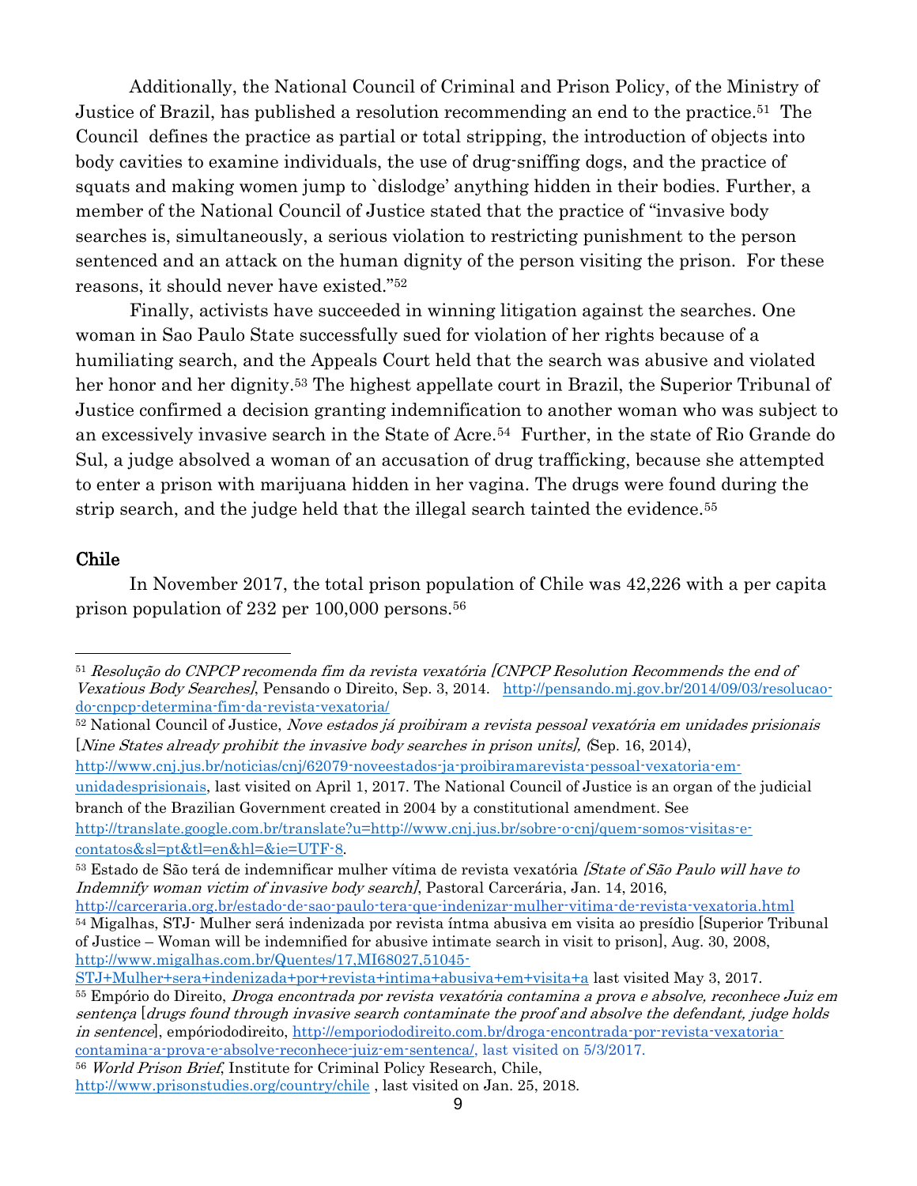Additionally, the National Council of Criminal and Prison Policy, of the Ministry of Justice of Brazil, has published a resolution recommending an end to the practice.[51] The Council defines the practice as partial or total stripping, the introduction of objects into body cavities to examine individuals, the use of drug-sniffing dogs, and the practice of squats and making women jump to `dislodge' anything hidden in their bodies. Further, a member of the National Council of Justice stated that the practice of "invasive body searches is, simultaneously, a serious violation to restricting punishment to the person sentenced and an attack on the human dignity of the person visiting the prison. For these reasons, it should never have existed."[52]

Finally, activists have succeeded in winning litigation against the searches. One woman in Sao Paulo State successfully sued for violation of her rights because of a humiliating search, and the Appeals Court held that the search was abusive and violated her honor and her dignity.[53] The highest appellate court in Brazil, the Superior Tribunal of Justice confirmed a decision granting indemnification to another woman who was subject to an excessively invasive search in the State of Acre.[54] Further, in the state of Rio Grande do Sul, a judge absolved a woman of an accusation of drug trafficking, because she attempted to enter a prison with marijuana hidden in her vagina. The drugs were found during the strip search, and the judge held that the illegal search tainted the evidence.[55]

## Chile

In November 2017, the total prison population of Chile was 42,226 with a per capita prison population of 232 per 100,000 persons.[56]

---

[51] *Resolução do CNPCP recomenda fim da revista vexatória [CNPCP Resolution Recommends the end of Vexatious Body Searches]*, Pensando o Direito, Sep. 3, 2014. http://pensando.mj.gov.br/2014/09/03/resolucao-do-cnpcp-determina-fim-da-revista-vexatoria/

[52] National Council of Justice, *Nove estados já proibiram a revista pessoal vexatória em unidades prisionais* [*Nine States already prohibit the invasive body searches in prison units], (*Sep. 16, 2014), http://www.cnj.jus.br/noticias/cnj/62079-noveestados-ja-proibiramarevista-pessoal-vexatoria-em-unidadesprisionais, last visited on April 1, 2017. The National Council of Justice is an organ of the judicial branch of the Brazilian Government created in 2004 by a constitutional amendment. See http://translate.google.com.br/translate?u=http://www.cnj.jus.br/sobre-o-cnj/quem-somos-visitas-e-contatos&sl=pt&tl=en&hl=&ie=UTF-8.

[53] Estado de São Paulo terá de indemnificar mulher vítima de revista vexatória *[State of São Paulo will have to Indemnify woman victim of invasive body search]*, Pastoral Carcerária, Jan. 14, 2016, http://carceraria.org.br/estado-de-sao-paulo-tera-que-indenizar-mulher-vitima-de-revista-vexatoria.html

[54] Migalhas, STJ- Mulher será indenizada por revista íntma abusiva em visita ao presídio [Superior Tribunal of Justice – Woman will be indemnified for abusive intimate search in visit to prison], Aug. 30, 2008, http://www.migalhas.com.br/Quentes/17,MI68027,51045-STJ+Mulher+sera+indenizada+por+revista+intima+abusiva+em+visita+a last visited May 3, 2017.

[55] Empório do Direito, *Droga encontrada por revista vexatória contamina a prova e absolve, reconhece Juiz em sentença* [*drugs found through invasive search contaminate the proof and absolve the defendant, judge holds in sentence*], empóriododireito, http://emporiododireito.com.br/droga-encontrada-por-revista-vexatoria-contamina-a-prova-e-absolve-reconhece-juiz-em-sentenca/, last visited on 5/3/2017.

[56] *World Prison Brief,* Institute for Criminal Policy Research, Chile, http://www.prisonstudies.org/country/chile , last visited on Jan. 25, 2018.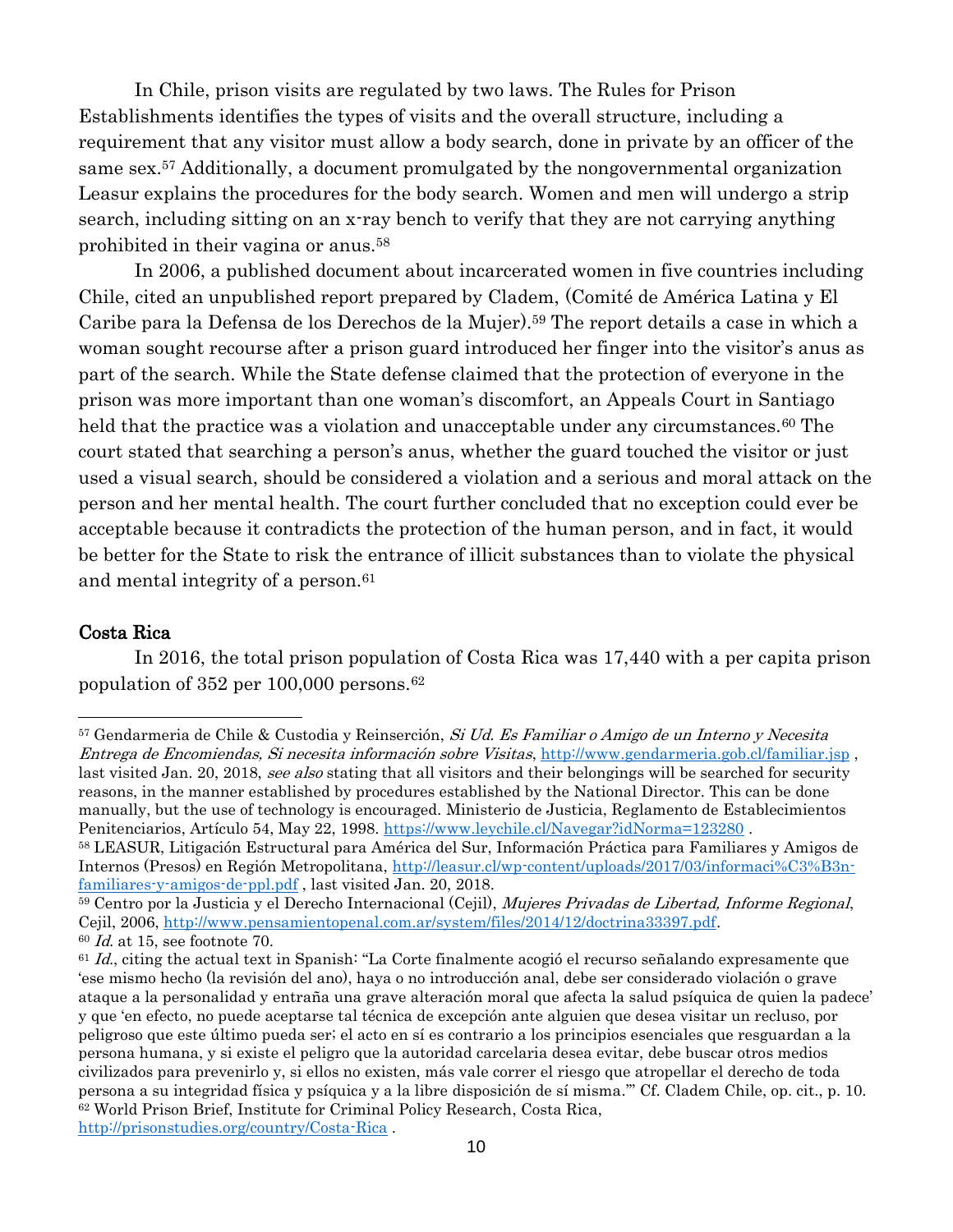In Chile, prison visits are regulated by two laws. The Rules for Prison Establishments identifies the types of visits and the overall structure, including a requirement that any visitor must allow a body search, done in private by an officer of the same sex.[57] Additionally, a document promulgated by the nongovernmental organization Leasur explains the procedures for the body search. Women and men will undergo a strip search, including sitting on an x-ray bench to verify that they are not carrying anything prohibited in their vagina or anus.[58]

In 2006, a published document about incarcerated women in five countries including Chile, cited an unpublished report prepared by Cladem, (Comité de América Latina y El Caribe para la Defensa de los Derechos de la Mujer).[59] The report details a case in which a woman sought recourse after a prison guard introduced her finger into the visitor's anus as part of the search. While the State defense claimed that the protection of everyone in the prison was more important than one woman's discomfort, an Appeals Court in Santiago held that the practice was a violation and unacceptable under any circumstances.[60] The court stated that searching a person's anus, whether the guard touched the visitor or just used a visual search, should be considered a violation and a serious and moral attack on the person and her mental health. The court further concluded that no exception could ever be acceptable because it contradicts the protection of the human person, and in fact, it would be better for the State to risk the entrance of illicit substances than to violate the physical and mental integrity of a person.[61]

## Costa Rica

In 2016, the total prison population of Costa Rica was 17,440 with a per capita prison population of 352 per 100,000 persons.[62]

---

[57] Gendarmeria de Chile & Custodia y Reinserción, *Si Ud. Es Familiar o Amigo de un Interno y Necesita Entrega de Encomiendas, Si necesita información sobre Visitas*, http://www.gendarmeria.gob.cl/familiar.jsp , last visited Jan. 20, 2018, *see also* stating that all visitors and their belongings will be searched for security reasons, in the manner established by procedures established by the National Director. This can be done manually, but the use of technology is encouraged. Ministerio de Justicia, Reglamento de Establecimientos Penitenciarios, Artículo 54, May 22, 1998. https://www.leychile.cl/Navegar?idNorma=123280 .

[58] LEASUR, Litigación Estructural para América del Sur, Información Práctica para Familiares y Amigos de Internos (Presos) en Región Metropolitana, http://leasur.cl/wp-content/uploads/2017/03/informaci%C3%B3n-familiares-y-amigos-de-ppl.pdf , last visited Jan. 20, 2018.

[59] Centro por la Justicia y el Derecho Internacional (Cejil), *Mujeres Privadas de Libertad, Informe Regional*, Cejil, 2006, http://www.pensamientopenal.com.ar/system/files/2014/12/doctrina33397.pdf.

[60] *Id.* at 15, see footnote 70.

[61] *Id.*, citing the actual text in Spanish: "La Corte finalmente acogió el recurso señalando expresamente que 'ese mismo hecho (la revisión del ano), haya o no introducción anal, debe ser considerado violación o grave ataque a la personalidad y entraña una grave alteración moral que afecta la salud psíquica de quien la padece' y que 'en efecto, no puede aceptarse tal técnica de excepción ante alguien que desea visitar un recluso, por peligroso que este último pueda ser; el acto en sí es contrario a los principios esenciales que resguardan a la persona humana, y si existe el peligro que la autoridad carcelaria desea evitar, debe buscar otros medios civilizados para prevenirlo y, si ellos no existen, más vale correr el riesgo que atropellar el derecho de toda persona a su integridad física y psíquica y a la libre disposición de sí misma.'" Cf. Cladem Chile, op. cit., p. 10.

[62] World Prison Brief, Institute for Criminal Policy Research, Costa Rica, http://prisonstudies.org/country/Costa-Rica .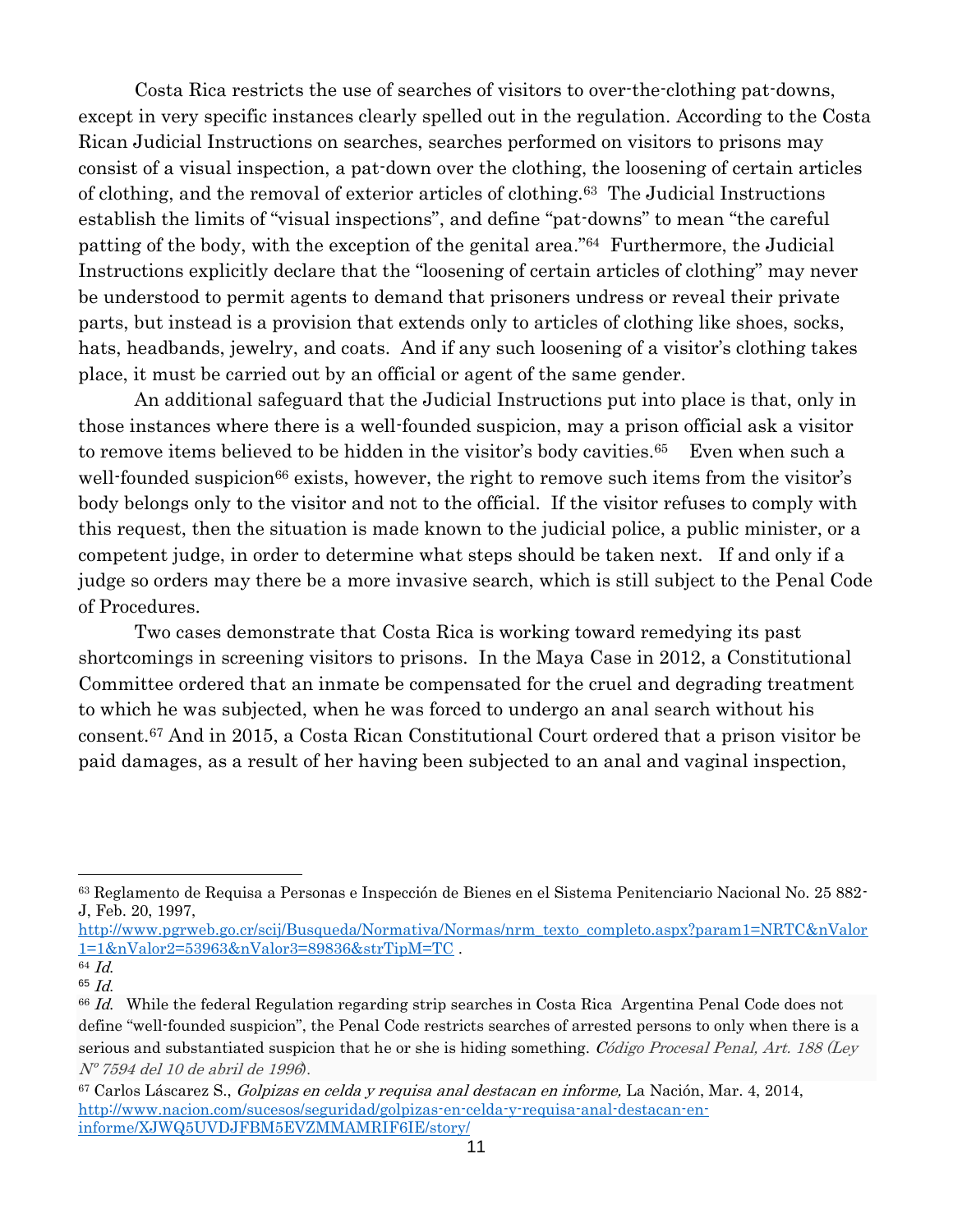Costa Rica restricts the use of searches of visitors to over-the-clothing pat-downs, except in very specific instances clearly spelled out in the regulation. According to the Costa Rican Judicial Instructions on searches, searches performed on visitors to prisons may consist of a visual inspection, a pat-down over the clothing, the loosening of certain articles of clothing, and the removal of exterior articles of clothing.[63] The Judicial Instructions establish the limits of "visual inspections", and define "pat-downs" to mean "the careful patting of the body, with the exception of the genital area."[64] Furthermore, the Judicial Instructions explicitly declare that the "loosening of certain articles of clothing" may never be understood to permit agents to demand that prisoners undress or reveal their private parts, but instead is a provision that extends only to articles of clothing like shoes, socks, hats, headbands, jewelry, and coats. And if any such loosening of a visitor's clothing takes place, it must be carried out by an official or agent of the same gender.

An additional safeguard that the Judicial Instructions put into place is that, only in those instances where there is a well-founded suspicion, may a prison official ask a visitor to remove items believed to be hidden in the visitor's body cavities.[65] Even when such a well-founded suspicion[66] exists, however, the right to remove such items from the visitor's body belongs only to the visitor and not to the official. If the visitor refuses to comply with this request, then the situation is made known to the judicial police, a public minister, or a competent judge, in order to determine what steps should be taken next. If and only if a judge so orders may there be a more invasive search, which is still subject to the Penal Code of Procedures.

Two cases demonstrate that Costa Rica is working toward remedying its past shortcomings in screening visitors to prisons. In the Maya Case in 2012, a Constitutional Committee ordered that an inmate be compensated for the cruel and degrading treatment to which he was subjected, when he was forced to undergo an anal search without his consent.[67] And in 2015, a Costa Rican Constitutional Court ordered that a prison visitor be paid damages, as a result of her having been subjected to an anal and vaginal inspection,

---

[63] Reglamento de Requisa a Personas e Inspección de Bienes en el Sistema Penitenciario Nacional No. 25 882-J, Feb. 20, 1997, http://www.pgrweb.go.cr/scij/Busqueda/Normativa/Normas/nrm_texto_completo.aspx?param1=NRTC&nValor1=1&nValor2=53963&nValor3=89836&strTipM=TC .

[64] *Id.*

[65] *Id.*

[66] *Id.* While the federal Regulation regarding strip searches in Costa Rica Argentina Penal Code does not define "well-founded suspicion", the Penal Code restricts searches of arrested persons to only when there is a serious and substantiated suspicion that he or she is hiding something. *Código Procesal Penal, Art. 188 (Ley Nº 7594 del 10 de abril de 1996*).

[67] Carlos Láscarez S., *Golpizas en celda y requisa anal destacan en informe,* La Nación, Mar. 4, 2014, http://www.nacion.com/sucesos/seguridad/golpizas-en-celda-y-requisa-anal-destacan-en-informe/XJWQ5UVDJFBM5EVZMMAMRIF6IE/story/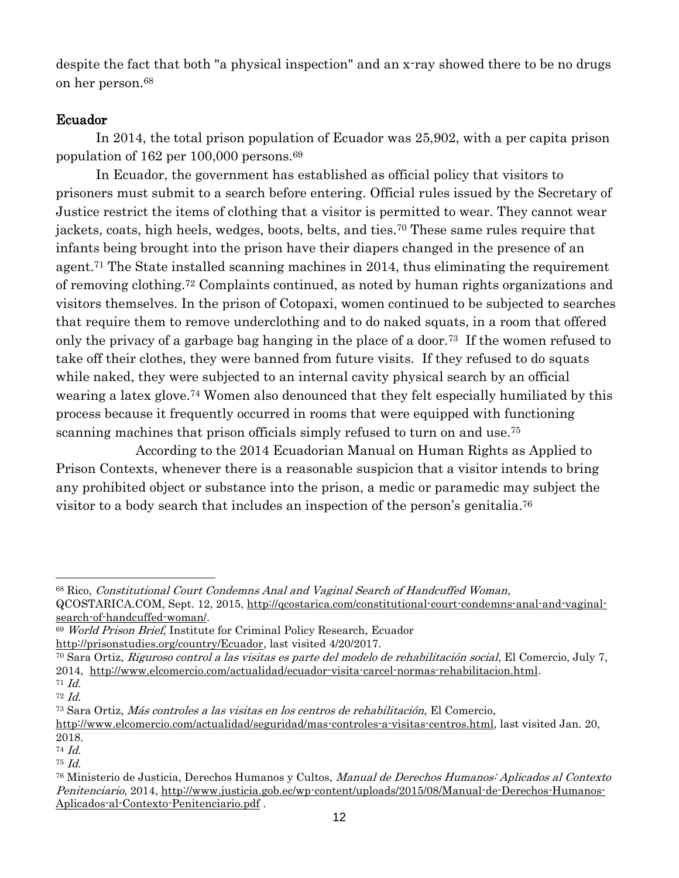despite the fact that both "a physical inspection" and an x-ray showed there to be no drugs on her person.[68]

**Ecuador**

In 2014, the total prison population of Ecuador was 25,902, with a per capita prison population of 162 per 100,000 persons.[69]

In Ecuador, the government has established as official policy that visitors to prisoners must submit to a search before entering. Official rules issued by the Secretary of Justice restrict the items of clothing that a visitor is permitted to wear. They cannot wear jackets, coats, high heels, wedges, boots, belts, and ties.[70] These same rules require that infants being brought into the prison have their diapers changed in the presence of an agent.[71] The State installed scanning machines in 2014, thus eliminating the requirement of removing clothing.[72] Complaints continued, as noted by human rights organizations and visitors themselves. In the prison of Cotopaxi, women continued to be subjected to searches that require them to remove underclothing and to do naked squats, in a room that offered only the privacy of a garbage bag hanging in the place of a door.[73] If the women refused to take off their clothes, they were banned from future visits. If they refused to do squats while naked, they were subjected to an internal cavity physical search by an official wearing a latex glove.[74] Women also denounced that they felt especially humiliated by this process because it frequently occurred in rooms that were equipped with functioning scanning machines that prison officials simply refused to turn on and use.[75]

According to the 2014 Ecuadorian Manual on Human Rights as Applied to Prison Contexts, whenever there is a reasonable suspicion that a visitor intends to bring any prohibited object or substance into the prison, a medic or paramedic may subject the visitor to a body search that includes an inspection of the person's genitalia.[76]

---

[68] Rico, *Constitutional Court Condemns Anal and Vaginal Search of Handcuffed Woman*, QCOSTARICA.COM, Sept. 12, 2015, http://qcostarica.com/constitutional-court-condemns-anal-and-vaginal-search-of-handcuffed-woman/.

[69] *World Prison Brief*, Institute for Criminal Policy Research, Ecuador http://prisonstudies.org/country/Ecuador, last visited 4/20/2017.

[70] Sara Ortiz, *Riguroso control a las visitas es parte del modelo de rehabilitación social*, El Comercio, July 7, 2014, http://www.elcomercio.com/actualidad/ecuador-visita-carcel-normas-rehabilitacion.html.

[71] *Id.*

[72] *Id.*

[73] Sara Ortiz, *Más controles a las visitas en los centros de rehabilitación*, El Comercio, http://www.elcomercio.com/actualidad/seguridad/mas-controles-a-visitas-centros.html, last visited Jan. 20, 2018.

[74] *Id.*

[75] *Id.*

[76] Ministerio de Justicia, Derechos Humanos y Cultos, *Manual de Derechos Humanos: Aplicados al Contexto Penitenciario*, 2014, http://www.justicia.gob.ec/wp-content/uploads/2015/08/Manual-de-Derechos-Humanos-Aplicados-al-Contexto-Penitenciario.pdf .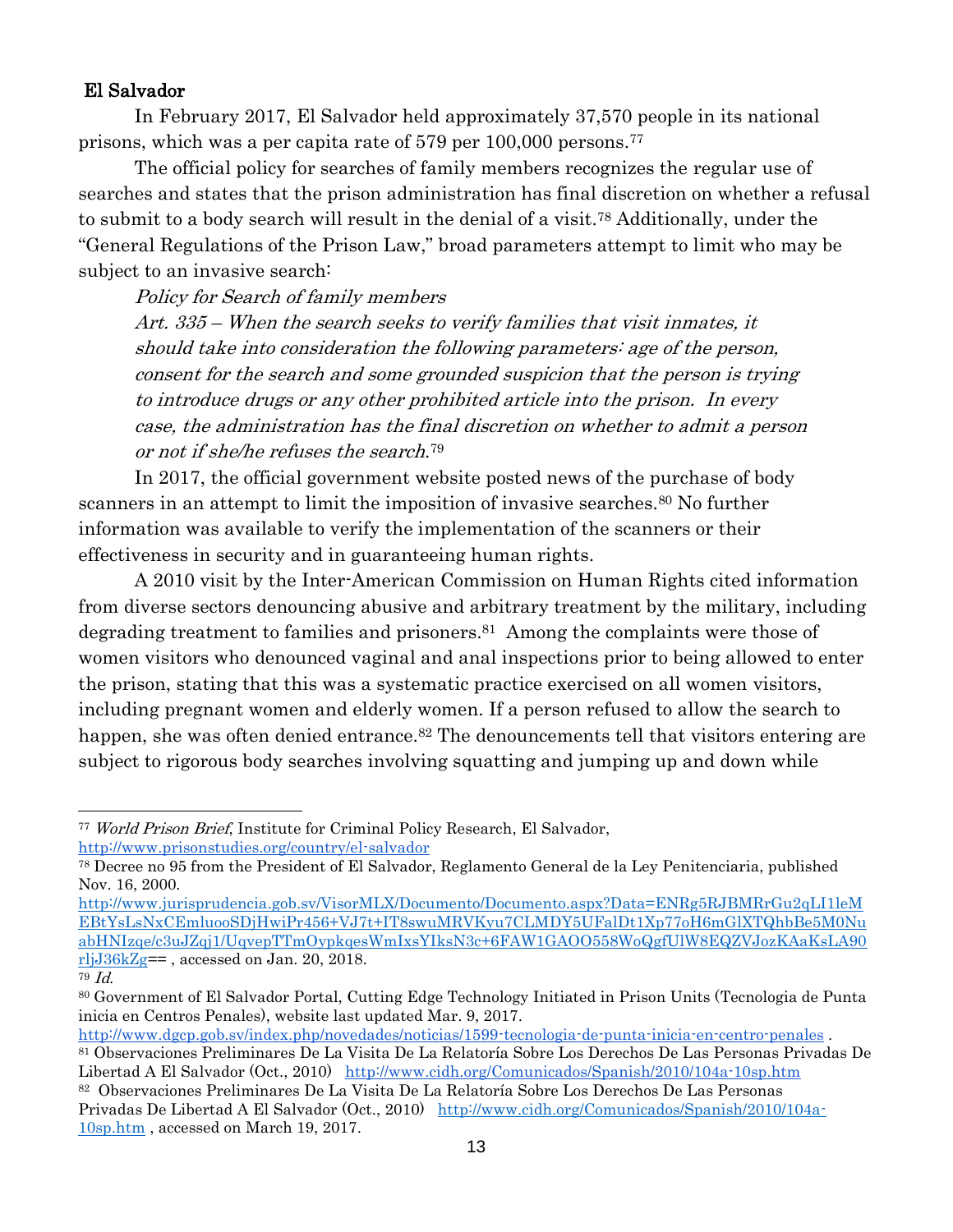**El Salvador**

In February 2017, El Salvador held approximately 37,570 people in its national prisons, which was a per capita rate of 579 per 100,000 persons.[77]

The official policy for searches of family members recognizes the regular use of searches and states that the prison administration has final discretion on whether a refusal to submit to a body search will result in the denial of a visit.[78] Additionally, under the "General Regulations of the Prison Law," broad parameters attempt to limit who may be subject to an invasive search:

> *Policy for Search of family members*
>
> *Art. 335 – When the search seeks to verify families that visit inmates, it should take into consideration the following parameters: age of the person, consent for the search and some grounded suspicion that the person is trying to introduce drugs or any other prohibited article into the prison. In every case, the administration has the final discretion on whether to admit a person or not if she/he refuses the search.*[79]

In 2017, the official government website posted news of the purchase of body scanners in an attempt to limit the imposition of invasive searches.[80] No further information was available to verify the implementation of the scanners or their effectiveness in security and in guaranteeing human rights.

A 2010 visit by the Inter-American Commission on Human Rights cited information from diverse sectors denouncing abusive and arbitrary treatment by the military, including degrading treatment to families and prisoners.[81] Among the complaints were those of women visitors who denounced vaginal and anal inspections prior to being allowed to enter the prison, stating that this was a systematic practice exercised on all women visitors, including pregnant women and elderly women. If a person refused to allow the search to happen, she was often denied entrance.[82] The denouncements tell that visitors entering are subject to rigorous body searches involving squatting and jumping up and down while

---

[77] *World Prison Brief*, Institute for Criminal Policy Research, El Salvador, http://www.prisonstudies.org/country/el-salvador

[78] Decree no 95 from the President of El Salvador, Reglamento General de la Ley Penitenciaria, published Nov. 16, 2000. http://www.jurisprudencia.gob.sv/VisorMLX/Documento/Documento.aspx?Data=ENRg5RJBMRrGu2qLI1leMEBtYsLsNxCEmluooSDjHwiPr456+VJ7t+IT8swuMRVKyu7CLMDY5UFalDt1Xp77oH6mGlXTQhbBe5M0NuabHNIzqe/c3uJZqj1/UqvepTTmOypkqesWmIxsYIksN3c+6FAW1GAOO558WoQgfUlW8EQZVJozKAaKsLA90rljJ36kZg== , accessed on Jan. 20, 2018.

[79] *Id.*

[80] Government of El Salvador Portal, Cutting Edge Technology Initiated in Prison Units (Tecnologia de Punta inicia en Centros Penales), website last updated Mar. 9, 2017. http://www.dgcp.gob.sv/index.php/novedades/noticias/1599-tecnologia-de-punta-inicia-en-centro-penales .

[81] Observaciones Preliminares De La Visita De La Relatoría Sobre Los Derechos De Las Personas Privadas De Libertad A El Salvador (Oct., 2010) http://www.cidh.org/Comunicados/Spanish/2010/104a-10sp.htm

[82] Observaciones Preliminares De La Visita De La Relatoría Sobre Los Derechos De Las Personas Privadas De Libertad A El Salvador (Oct., 2010) http://www.cidh.org/Comunicados/Spanish/2010/104a-10sp.htm , accessed on March 19, 2017.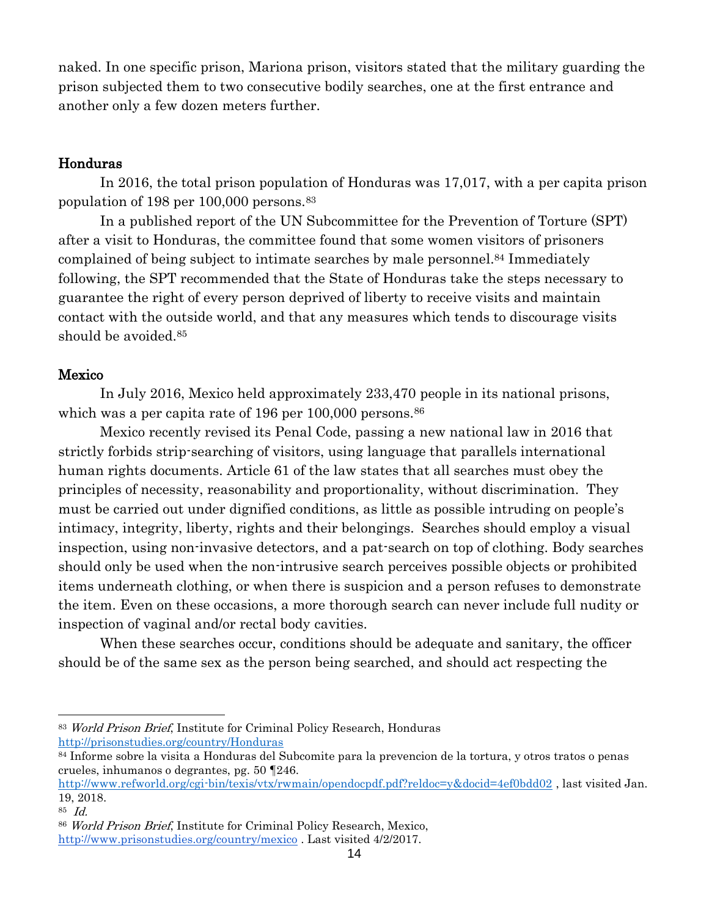naked. In one specific prison, Mariona prison, visitors stated that the military guarding the prison subjected them to two consecutive bodily searches, one at the first entrance and another only a few dozen meters further.

### Honduras

In 2016, the total prison population of Honduras was 17,017, with a per capita prison population of 198 per 100,000 persons.[83]

In a published report of the UN Subcommittee for the Prevention of Torture (SPT) after a visit to Honduras, the committee found that some women visitors of prisoners complained of being subject to intimate searches by male personnel.[84] Immediately following, the SPT recommended that the State of Honduras take the steps necessary to guarantee the right of every person deprived of liberty to receive visits and maintain contact with the outside world, and that any measures which tends to discourage visits should be avoided.[85]

### Mexico

In July 2016, Mexico held approximately 233,470 people in its national prisons, which was a per capita rate of 196 per 100,000 persons.[86]

Mexico recently revised its Penal Code, passing a new national law in 2016 that strictly forbids strip-searching of visitors, using language that parallels international human rights documents. Article 61 of the law states that all searches must obey the principles of necessity, reasonability and proportionality, without discrimination. They must be carried out under dignified conditions, as little as possible intruding on people's intimacy, integrity, liberty, rights and their belongings. Searches should employ a visual inspection, using non-invasive detectors, and a pat-search on top of clothing. Body searches should only be used when the non-intrusive search perceives possible objects or prohibited items underneath clothing, or when there is suspicion and a person refuses to demonstrate the item. Even on these occasions, a more thorough search can never include full nudity or inspection of vaginal and/or rectal body cavities.

When these searches occur, conditions should be adequate and sanitary, the officer should be of the same sex as the person being searched, and should act respecting the

---

[83] *World Prison Brief*, Institute for Criminal Policy Research, Honduras http://prisonstudies.org/country/Honduras

[84] Informe sobre la visita a Honduras del Subcomite para la prevencion de la tortura, y otros tratos o penas crueles, inhumanos o degrantes, pg. 50 ¶246. http://www.refworld.org/cgi-bin/texis/vtx/rwmain/opendocpdf.pdf?reldoc=y&docid=4ef0bdd02 , last visited Jan. 19, 2018.

[85] *Id.*

[86] *World Prison Brief*, Institute for Criminal Policy Research, Mexico, http://www.prisonstudies.org/country/mexico . Last visited 4/2/2017.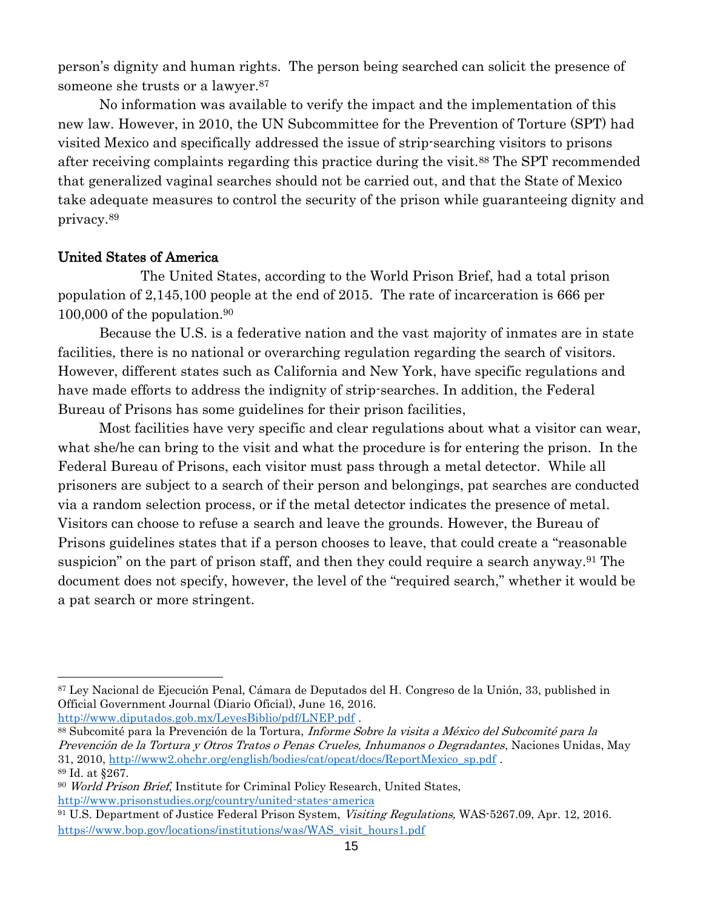person's dignity and human rights. The person being searched can solicit the presence of someone she trusts or a lawyer.[87]

No information was available to verify the impact and the implementation of this new law. However, in 2010, the UN Subcommittee for the Prevention of Torture (SPT) had visited Mexico and specifically addressed the issue of strip-searching visitors to prisons after receiving complaints regarding this practice during the visit.[88] The SPT recommended that generalized vaginal searches should not be carried out, and that the State of Mexico take adequate measures to control the security of the prison while guaranteeing dignity and privacy.[89]

## United States of America

The United States, according to the World Prison Brief, had a total prison population of 2,145,100 people at the end of 2015. The rate of incarceration is 666 per 100,000 of the population.[90]

Because the U.S. is a federative nation and the vast majority of inmates are in state facilities, there is no national or overarching regulation regarding the search of visitors. However, different states such as California and New York, have specific regulations and have made efforts to address the indignity of strip-searches. In addition, the Federal Bureau of Prisons has some guidelines for their prison facilities,

Most facilities have very specific and clear regulations about what a visitor can wear, what she/he can bring to the visit and what the procedure is for entering the prison. In the Federal Bureau of Prisons, each visitor must pass through a metal detector. While all prisoners are subject to a search of their person and belongings, pat searches are conducted via a random selection process, or if the metal detector indicates the presence of metal. Visitors can choose to refuse a search and leave the grounds. However, the Bureau of Prisons guidelines states that if a person chooses to leave, that could create a "reasonable suspicion" on the part of prison staff, and then they could require a search anyway.[91] The document does not specify, however, the level of the "required search," whether it would be a pat search or more stringent.

---

[87] Ley Nacional de Ejecución Penal, Cámara de Deputados del H. Congreso de la Unión, 33, published in Official Government Journal (Diario Oficial), June 16, 2016. http://www.diputados.gob.mx/LeyesBiblio/pdf/LNEP.pdf .

[88] Subcomité para la Prevención de la Tortura, *Informe Sobre la visita a México del Subcomité para la Prevención de la Tortura y Otros Tratos o Penas Crueles, Inhumanos o Degradantes*, Naciones Unidas, May 31, 2010, http://www2.ohchr.org/english/bodies/cat/opcat/docs/ReportMexico_sp.pdf .

[89] Id. at §267.

[90] *World Prison Brief*, Institute for Criminal Policy Research, United States, http://www.prisonstudies.org/country/united-states-america

[91] U.S. Department of Justice Federal Prison System, *Visiting Regulations,* WAS-5267.09, Apr. 12, 2016. https://www.bop.gov/locations/institutions/was/WAS_visit_hours1.pdf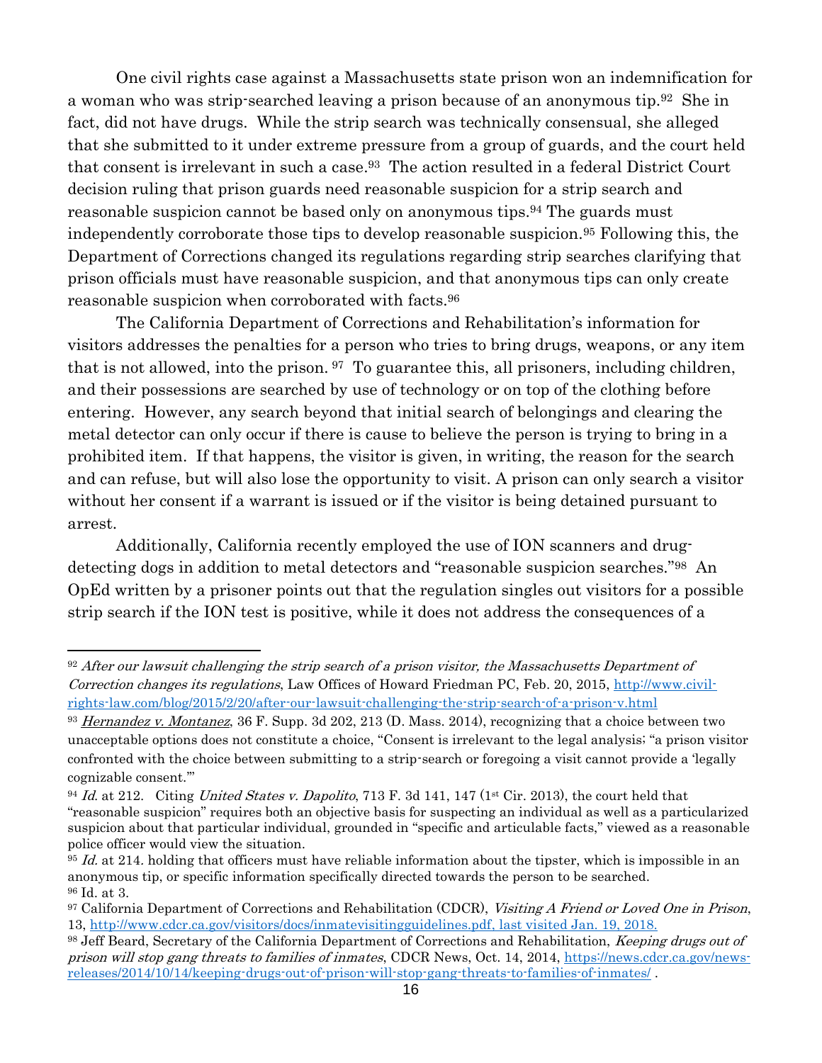One civil rights case against a Massachusetts state prison won an indemnification for a woman who was strip-searched leaving a prison because of an anonymous tip.[92] She in fact, did not have drugs. While the strip search was technically consensual, she alleged that she submitted to it under extreme pressure from a group of guards, and the court held that consent is irrelevant in such a case.[93] The action resulted in a federal District Court decision ruling that prison guards need reasonable suspicion for a strip search and reasonable suspicion cannot be based only on anonymous tips.[94] The guards must independently corroborate those tips to develop reasonable suspicion.[95] Following this, the Department of Corrections changed its regulations regarding strip searches clarifying that prison officials must have reasonable suspicion, and that anonymous tips can only create reasonable suspicion when corroborated with facts.[96]

The California Department of Corrections and Rehabilitation's information for visitors addresses the penalties for a person who tries to bring drugs, weapons, or any item that is not allowed, into the prison. [97] To guarantee this, all prisoners, including children, and their possessions are searched by use of technology or on top of the clothing before entering. However, any search beyond that initial search of belongings and clearing the metal detector can only occur if there is cause to believe the person is trying to bring in a prohibited item. If that happens, the visitor is given, in writing, the reason for the search and can refuse, but will also lose the opportunity to visit. A prison can only search a visitor without her consent if a warrant is issued or if the visitor is being detained pursuant to arrest.

Additionally, California recently employed the use of ION scanners and drug-detecting dogs in addition to metal detectors and "reasonable suspicion searches."[98] An OpEd written by a prisoner points out that the regulation singles out visitors for a possible strip search if the ION test is positive, while it does not address the consequences of a

---

[92] *After our lawsuit challenging the strip search of a prison visitor, the Massachusetts Department of Correction changes its regulations*, Law Offices of Howard Friedman PC, Feb. 20, 2015, [http://www.civil-rights-law.com/blog/2015/2/20/after-our-lawsuit-challenging-the-strip-search-of-a-prison-v.html](http://www.civil-rights-law.com/blog/2015/2/20/after-our-lawsuit-challenging-the-strip-search-of-a-prison-v.html)

[93] *Hernandez v. Montanez*, 36 F. Supp. 3d 202, 213 (D. Mass. 2014), recognizing that a choice between two unacceptable options does not constitute a choice, "Consent is irrelevant to the legal analysis; "a prison visitor confronted with the choice between submitting to a strip-search or foregoing a visit cannot provide a 'legally cognizable consent.'"

[94] *Id.* at 212. Citing *United States v. Dapolito*, 713 F. 3d 141, 147 (1st Cir. 2013), the court held that "reasonable suspicion" requires both an objective basis for suspecting an individual as well as a particularized suspicion about that particular individual, grounded in "specific and articulable facts," viewed as a reasonable police officer would view the situation.

[95] *Id.* at 214. holding that officers must have reliable information about the tipster, which is impossible in an anonymous tip, or specific information specifically directed towards the person to be searched.

[96] Id. at 3.

[97] California Department of Corrections and Rehabilitation (CDCR), *Visiting A Friend or Loved One in Prison*, 13, [http://www.cdcr.ca.gov/visitors/docs/inmatevisitingguidelines.pdf, last visited Jan. 19, 2018.](http://www.cdcr.ca.gov/visitors/docs/inmatevisitingguidelines.pdf)

[98] Jeff Beard, Secretary of the California Department of Corrections and Rehabilitation, *Keeping drugs out of prison will stop gang threats to families of inmates*, CDCR News, Oct. 14, 2014, [https://news.cdcr.ca.gov/news-releases/2014/10/14/keeping-drugs-out-of-prison-will-stop-gang-threats-to-families-of-inmates/](https://news.cdcr.ca.gov/news-releases/2014/10/14/keeping-drugs-out-of-prison-will-stop-gang-threats-to-families-of-inmates/) .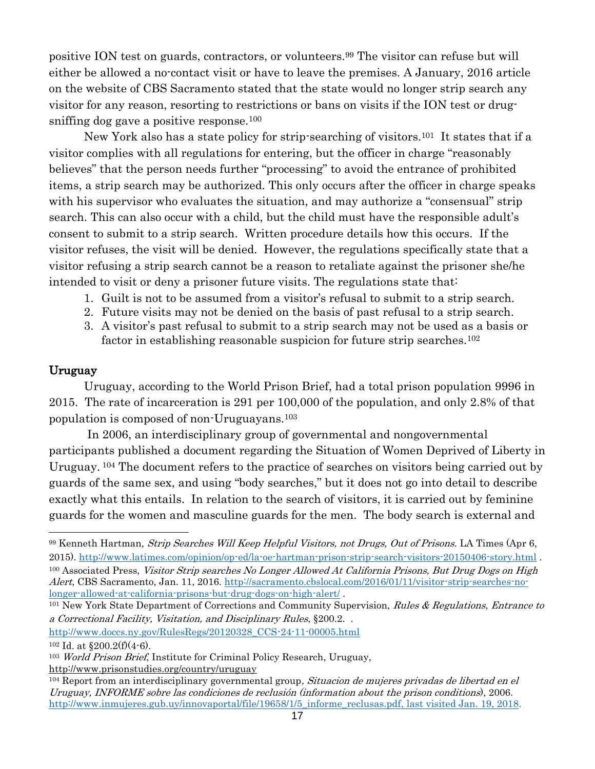positive ION test on guards, contractors, or volunteers.[99] The visitor can refuse but will either be allowed a no-contact visit or have to leave the premises. A January, 2016 article on the website of CBS Sacramento stated that the state would no longer strip search any visitor for any reason, resorting to restrictions or bans on visits if the ION test or drug-sniffing dog gave a positive response.[100]

New York also has a state policy for strip-searching of visitors.[101] It states that if a visitor complies with all regulations for entering, but the officer in charge "reasonably believes" that the person needs further "processing" to avoid the entrance of prohibited items, a strip search may be authorized. This only occurs after the officer in charge speaks with his supervisor who evaluates the situation, and may authorize a "consensual" strip search. This can also occur with a child, but the child must have the responsible adult's consent to submit to a strip search. Written procedure details how this occurs. If the visitor refuses, the visit will be denied. However, the regulations specifically state that a visitor refusing a strip search cannot be a reason to retaliate against the prisoner she/he intended to visit or deny a prisoner future visits. The regulations state that:

1. Guilt is not to be assumed from a visitor's refusal to submit to a strip search.
2. Future visits may not be denied on the basis of past refusal to a strip search.
3. A visitor's past refusal to submit to a strip search may not be used as a basis or factor in establishing reasonable suspicion for future strip searches.[102]

## Uruguay

Uruguay, according to the World Prison Brief, had a total prison population 9996 in 2015. The rate of incarceration is 291 per 100,000 of the population, and only 2.8% of that population is composed of non-Uruguayans.[103]

In 2006, an interdisciplinary group of governmental and nongovernmental participants published a document regarding the Situation of Women Deprived of Liberty in Uruguay.[104] The document refers to the practice of searches on visitors being carried out by guards of the same sex, and using "body searches," but it does not go into detail to describe exactly what this entails. In relation to the search of visitors, it is carried out by feminine guards for the women and masculine guards for the men. The body search is external and

---

[99] Kenneth Hartman, *Strip Searches Will Keep Helpful Visitors, not Drugs, Out of Prisons.* LA Times (Apr 6, 2015). http://www.latimes.com/opinion/op-ed/la-oe-hartman-prison-strip-search-visitors-20150406-story.html .

[100] Associated Press, *Visitor Strip searches No Longer Allowed At California Prisons, But Drug Dogs on High Alert*, CBS Sacramento, Jan. 11, 2016. http://sacramento.cbslocal.com/2016/01/11/visitor-strip-searches-no-longer-allowed-at-california-prisons-but-drug-dogs-on-high-alert/ .

[101] New York State Department of Corrections and Community Supervision, *Rules & Regulations, Entrance to a Correctional Facility, Visitation, and Disciplinary Rules*, §200.2. . http://www.doccs.ny.gov/RulesRegs/20120328_CCS-24-11-00005.html

[102] Id. at §200.2(f)(4-6).

[103] *World Prison Brief*, Institute for Criminal Policy Research, Uruguay, http://www.prisonstudies.org/country/uruguay

[104] Report from an interdisciplinary governmental group, *Situacion de mujeres privadas de libertad en el Uruguay, INFORME sobre las condiciones de reclusión (information about the prison conditions)*, 2006. http://www.inmujeres.gub.uy/innovaportal/file/19658/1/5_informe_reclusas.pdf, last visited Jan. 19, 2018.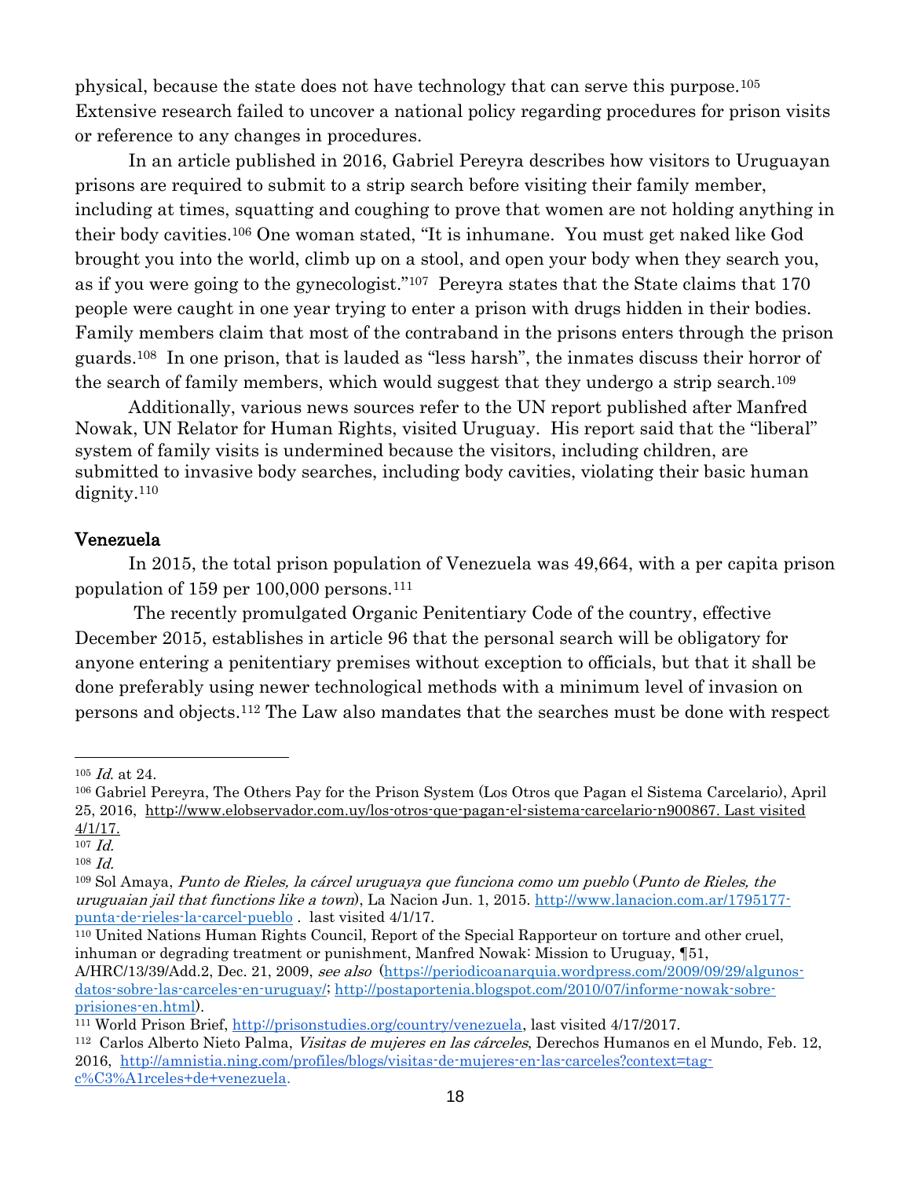physical, because the state does not have technology that can serve this purpose.[105] Extensive research failed to uncover a national policy regarding procedures for prison visits or reference to any changes in procedures.

In an article published in 2016, Gabriel Pereyra describes how visitors to Uruguayan prisons are required to submit to a strip search before visiting their family member, including at times, squatting and coughing to prove that women are not holding anything in their body cavities.[106] One woman stated, "It is inhumane. You must get naked like God brought you into the world, climb up on a stool, and open your body when they search you, as if you were going to the gynecologist."[107] Pereyra states that the State claims that 170 people were caught in one year trying to enter a prison with drugs hidden in their bodies. Family members claim that most of the contraband in the prisons enters through the prison guards.[108] In one prison, that is lauded as "less harsh", the inmates discuss their horror of the search of family members, which would suggest that they undergo a strip search.[109]

Additionally, various news sources refer to the UN report published after Manfred Nowak, UN Relator for Human Rights, visited Uruguay. His report said that the "liberal" system of family visits is undermined because the visitors, including children, are submitted to invasive body searches, including body cavities, violating their basic human dignity.[110]

### Venezuela

In 2015, the total prison population of Venezuela was 49,664, with a per capita prison population of 159 per 100,000 persons.[111]

The recently promulgated Organic Penitentiary Code of the country, effective December 2015, establishes in article 96 that the personal search will be obligatory for anyone entering a penitentiary premises without exception to officials, but that it shall be done preferably using newer technological methods with a minimum level of invasion on persons and objects.[112] The Law also mandates that the searches must be done with respect

---

[105] *Id.* at 24.

[106] Gabriel Pereyra, The Others Pay for the Prison System (Los Otros que Pagan el Sistema Carcelario), April 25, 2016, http://www.elobservador.com.uy/los-otros-que-pagan-el-sistema-carcelario-n900867. Last visited 4/1/17.

[107] *Id.*

[108] *Id.*

[109] Sol Amaya, *Punto de Rieles, la cárcel uruguaya que funciona como um pueblo* (*Punto de Rieles, the uruguaian jail that functions like a town*), La Nacion Jun. 1, 2015. http://www.lanacion.com.ar/1795177-punta-de-rieles-la-carcel-pueblo . last visited 4/1/17.

[110] United Nations Human Rights Council, Report of the Special Rapporteur on torture and other cruel, inhuman or degrading treatment or punishment, Manfred Nowak: Mission to Uruguay, ¶51, A/HRC/13/39/Add.2, Dec. 21, 2009, *see also* (https://periodicoanarquia.wordpress.com/2009/09/29/algunos-datos-sobre-las-carceles-en-uruguay/; http://postaportenia.blogspot.com/2010/07/informe-nowak-sobre-prisiones-en.html).

[111] World Prison Brief, http://prisonstudies.org/country/venezuela, last visited 4/17/2017.

[112] Carlos Alberto Nieto Palma, *Visitas de mujeres en las cárceles*, Derechos Humanos en el Mundo, Feb. 12, 2016, http://amnistia.ning.com/profiles/blogs/visitas-de-mujeres-en-las-carceles?context=tag-c%C3%A1rceles+de+venezuela.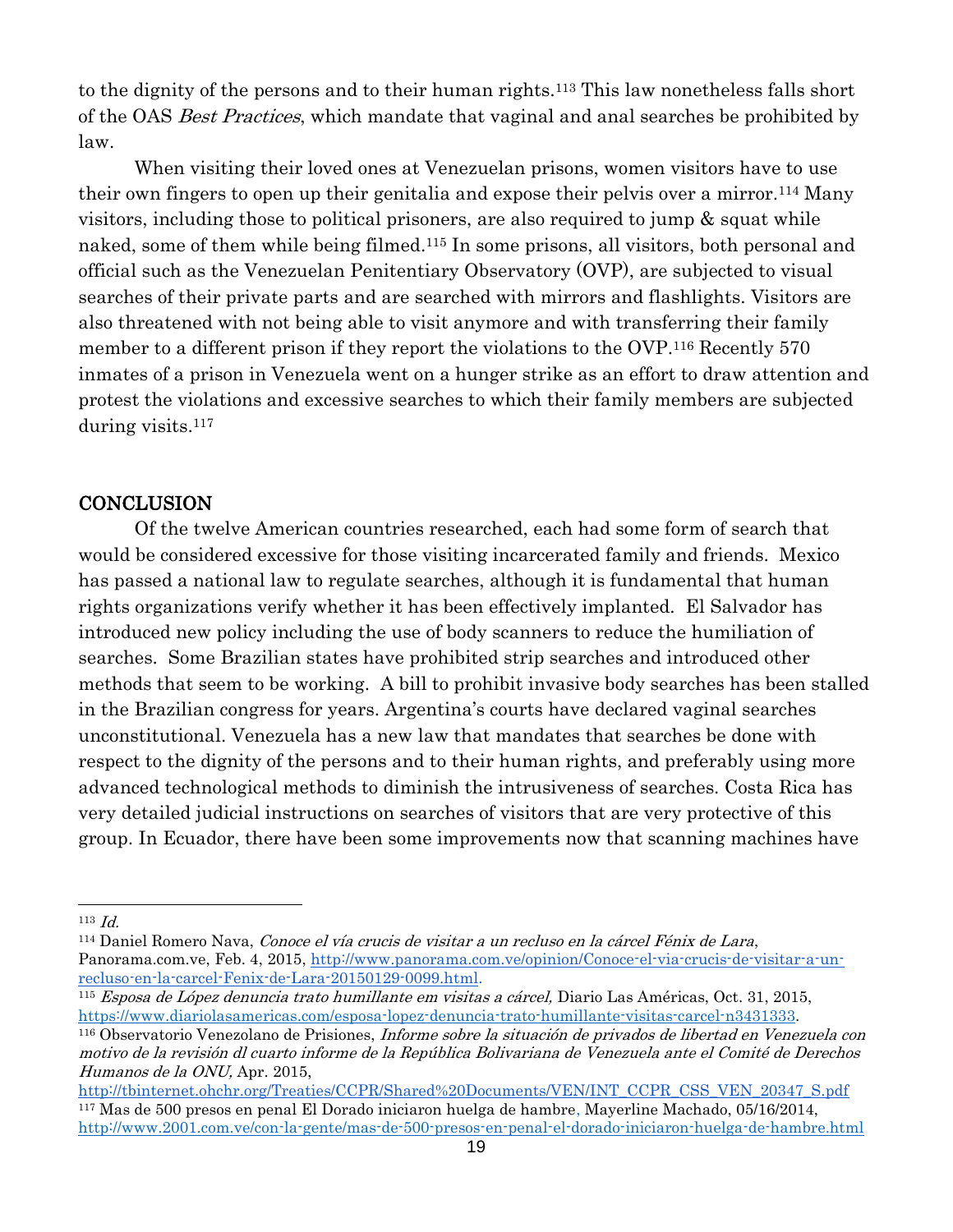to the dignity of the persons and to their human rights.[113] This law nonetheless falls short of the OAS *Best Practices*, which mandate that vaginal and anal searches be prohibited by law.

When visiting their loved ones at Venezuelan prisons, women visitors have to use their own fingers to open up their genitalia and expose their pelvis over a mirror.[114] Many visitors, including those to political prisoners, are also required to jump & squat while naked, some of them while being filmed.[115] In some prisons, all visitors, both personal and official such as the Venezuelan Penitentiary Observatory (OVP), are subjected to visual searches of their private parts and are searched with mirrors and flashlights. Visitors are also threatened with not being able to visit anymore and with transferring their family member to a different prison if they report the violations to the OVP.[116] Recently 570 inmates of a prison in Venezuela went on a hunger strike as an effort to draw attention and protest the violations and excessive searches to which their family members are subjected during visits.[117]

## CONCLUSION

Of the twelve American countries researched, each had some form of search that would be considered excessive for those visiting incarcerated family and friends. Mexico has passed a national law to regulate searches, although it is fundamental that human rights organizations verify whether it has been effectively implanted. El Salvador has introduced new policy including the use of body scanners to reduce the humiliation of searches. Some Brazilian states have prohibited strip searches and introduced other methods that seem to be working. A bill to prohibit invasive body searches has been stalled in the Brazilian congress for years. Argentina's courts have declared vaginal searches unconstitutional. Venezuela has a new law that mandates that searches be done with respect to the dignity of the persons and to their human rights, and preferably using more advanced technological methods to diminish the intrusiveness of searches. Costa Rica has very detailed judicial instructions on searches of visitors that are very protective of this group. In Ecuador, there have been some improvements now that scanning machines have

---

[113] *Id.*

[114] Daniel Romero Nava, *Conoce el vía crucis de visitar a un recluso en la cárcel Fénix de Lara*, Panorama.com.ve, Feb. 4, 2015, http://www.panorama.com.ve/opinion/Conoce-el-via-crucis-de-visitar-a-un-recluso-en-la-carcel-Fenix-de-Lara-20150129-0099.html.

[115] *Esposa de López denuncia trato humillante em visitas a cárcel,* Diario Las Américas, Oct. 31, 2015, https://www.diariolasamericas.com/esposa-lopez-denuncia-trato-humillante-visitas-carcel-n3431333.

[116] Observatorio Venezolano de Prisiones, *Informe sobre la situación de privados de libertad en Venezuela con motivo de la revisión dl cuarto informe de la República Bolivariana de Venezuela ante el Comité de Derechos Humanos de la ONU,* Apr. 2015, http://tbinternet.ohchr.org/Treaties/CCPR/Shared%20Documents/VEN/INT_CCPR_CSS_VEN_20347_S.pdf

[117] Mas de 500 presos en penal El Dorado iniciaron huelga de hambre, Mayerline Machado, 05/16/2014, http://www.2001.com.ve/con-la-gente/mas-de-500-presos-en-penal-el-dorado-iniciaron-huelga-de-hambre.html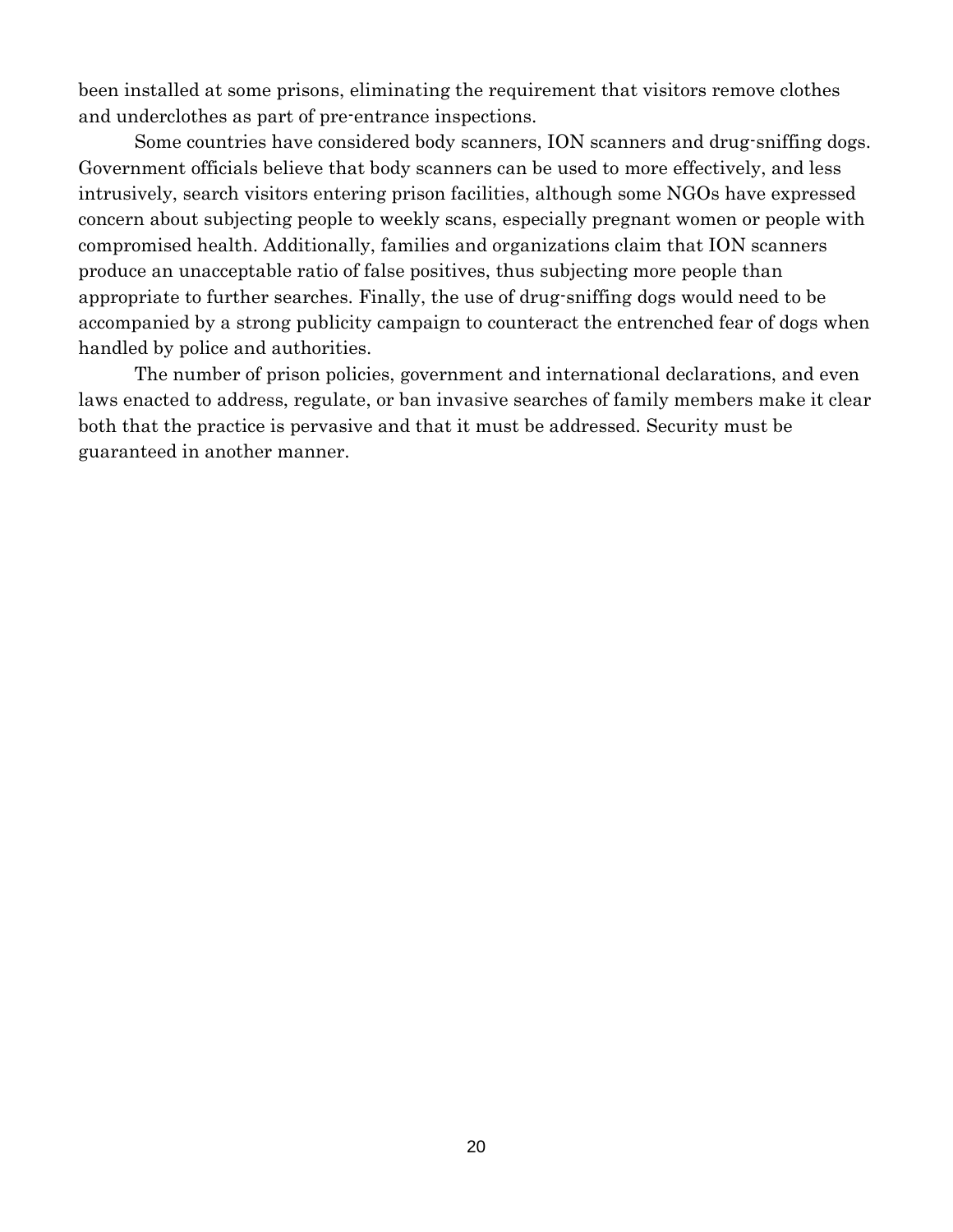been installed at some prisons, eliminating the requirement that visitors remove clothes and underclothes as part of pre-entrance inspections.

Some countries have considered body scanners, ION scanners and drug-sniffing dogs. Government officials believe that body scanners can be used to more effectively, and less intrusively, search visitors entering prison facilities, although some NGOs have expressed concern about subjecting people to weekly scans, especially pregnant women or people with compromised health. Additionally, families and organizations claim that ION scanners produce an unacceptable ratio of false positives, thus subjecting more people than appropriate to further searches. Finally, the use of drug-sniffing dogs would need to be accompanied by a strong publicity campaign to counteract the entrenched fear of dogs when handled by police and authorities.

The number of prison policies, government and international declarations, and even laws enacted to address, regulate, or ban invasive searches of family members make it clear both that the practice is pervasive and that it must be addressed. Security must be guaranteed in another manner.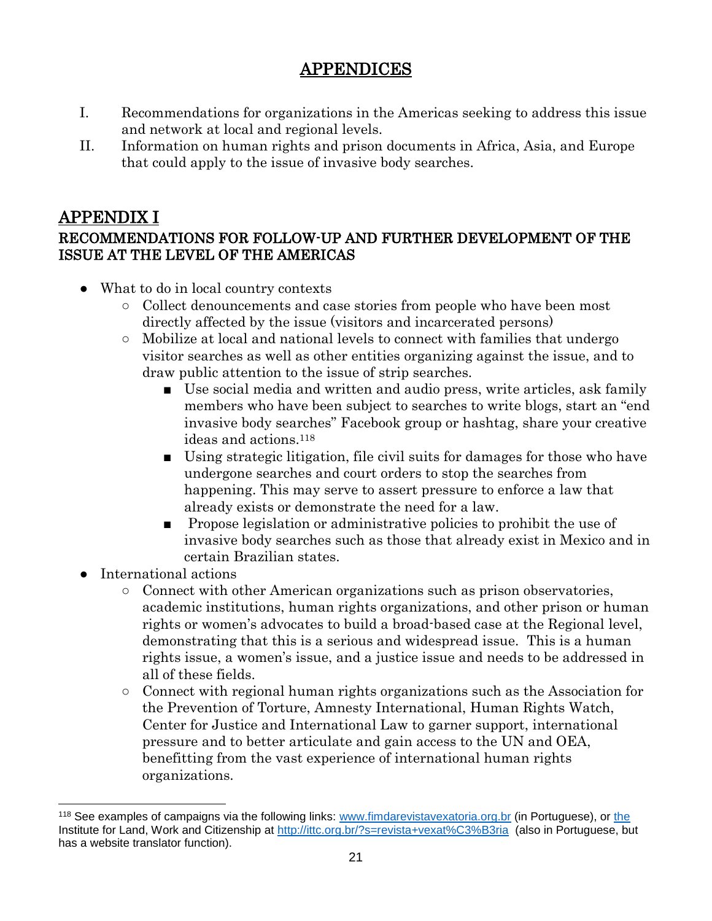# APPENDICES

I. Recommendations for organizations in the Americas seeking to address this issue and network at local and regional levels.

II. Information on human rights and prison documents in Africa, Asia, and Europe that could apply to the issue of invasive body searches.

## APPENDIX I

### RECOMMENDATIONS FOR FOLLOW-UP AND FURTHER DEVELOPMENT OF THE ISSUE AT THE LEVEL OF THE AMERICAS

- What to do in local country contexts
  - Collect denouncements and case stories from people who have been most directly affected by the issue (visitors and incarcerated persons)
  - Mobilize at local and national levels to connect with families that undergo visitor searches as well as other entities organizing against the issue, and to draw public attention to the issue of strip searches.
    - Use social media and written and audio press, write articles, ask family members who have been subject to searches to write blogs, start an "end invasive body searches" Facebook group or hashtag, share your creative ideas and actions.[118]
    - Using strategic litigation, file civil suits for damages for those who have undergone searches and court orders to stop the searches from happening. This may serve to assert pressure to enforce a law that already exists or demonstrate the need for a law.
    - Propose legislation or administrative policies to prohibit the use of invasive body searches such as those that already exist in Mexico and in certain Brazilian states.
- International actions
  - Connect with other American organizations such as prison observatories, academic institutions, human rights organizations, and other prison or human rights or women's advocates to build a broad-based case at the Regional level, demonstrating that this is a serious and widespread issue. This is a human rights issue, a women's issue, and a justice issue and needs to be addressed in all of these fields.
  - Connect with regional human rights organizations such as the Association for the Prevention of Torture, Amnesty International, Human Rights Watch, Center for Justice and International Law to garner support, international pressure and to better articulate and gain access to the UN and OEA, benefitting from the vast experience of international human rights organizations.

---

[118] See examples of campaigns via the following links: www.fimdarevistavexatoria.org.br (in Portuguese), or the Institute for Land, Work and Citizenship at http://ittc.org.br/?s=revista+vexat%C3%B3ria (also in Portuguese, but has a website translator function).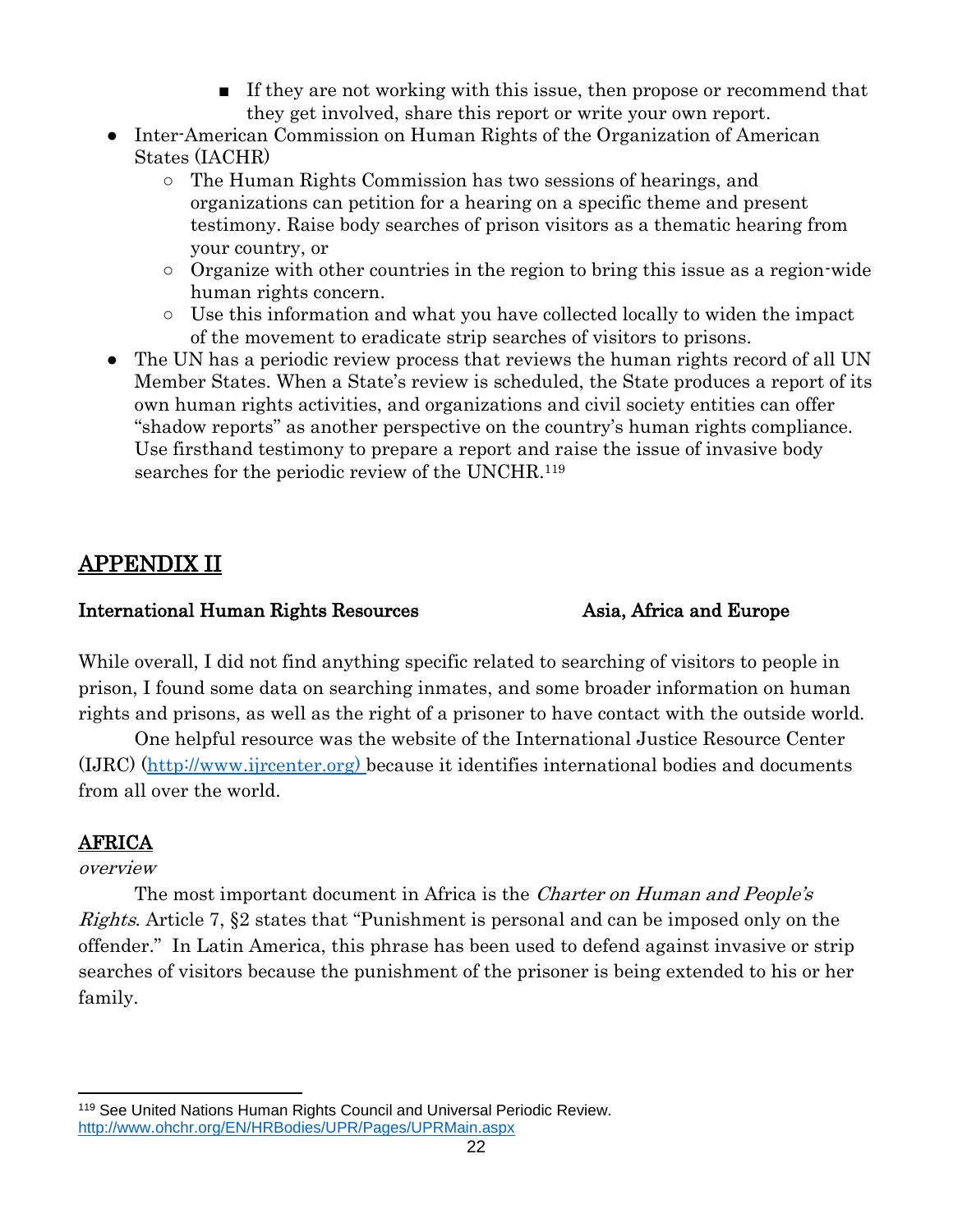- If they are not working with this issue, then propose or recommend that they get involved, share this report or write your own report.
- Inter-American Commission on Human Rights of the Organization of American States (IACHR)
    - The Human Rights Commission has two sessions of hearings, and organizations can petition for a hearing on a specific theme and present testimony. Raise body searches of prison visitors as a thematic hearing from your country, or
    - Organize with other countries in the region to bring this issue as a region-wide human rights concern.
    - Use this information and what you have collected locally to widen the impact of the movement to eradicate strip searches of visitors to prisons.
- The UN has a periodic review process that reviews the human rights record of all UN Member States. When a State's review is scheduled, the State produces a report of its own human rights activities, and organizations and civil society entities can offer "shadow reports" as another perspective on the country's human rights compliance. Use firsthand testimony to prepare a report and raise the issue of invasive body searches for the periodic review of the UNCHR.[119]

## APPENDIX II

**International Human Rights Resources** **Asia, Africa and Europe**

While overall, I did not find anything specific related to searching of visitors to people in prison, I found some data on searching inmates, and some broader information on human rights and prisons, as well as the right of a prisoner to have contact with the outside world.

One helpful resource was the website of the International Justice Resource Center (IJRC) (http://www.ijrcenter.org) because it identifies international bodies and documents from all over the world.

### AFRICA

*overview*

The most important document in Africa is the *Charter on Human and People's Rights*. Article 7, §2 states that "Punishment is personal and can be imposed only on the offender." In Latin America, this phrase has been used to defend against invasive or strip searches of visitors because the punishment of the prisoner is being extended to his or her family.

[119] See United Nations Human Rights Council and Universal Periodic Review. http://www.ohchr.org/EN/HRBodies/UPR/Pages/UPRMain.aspx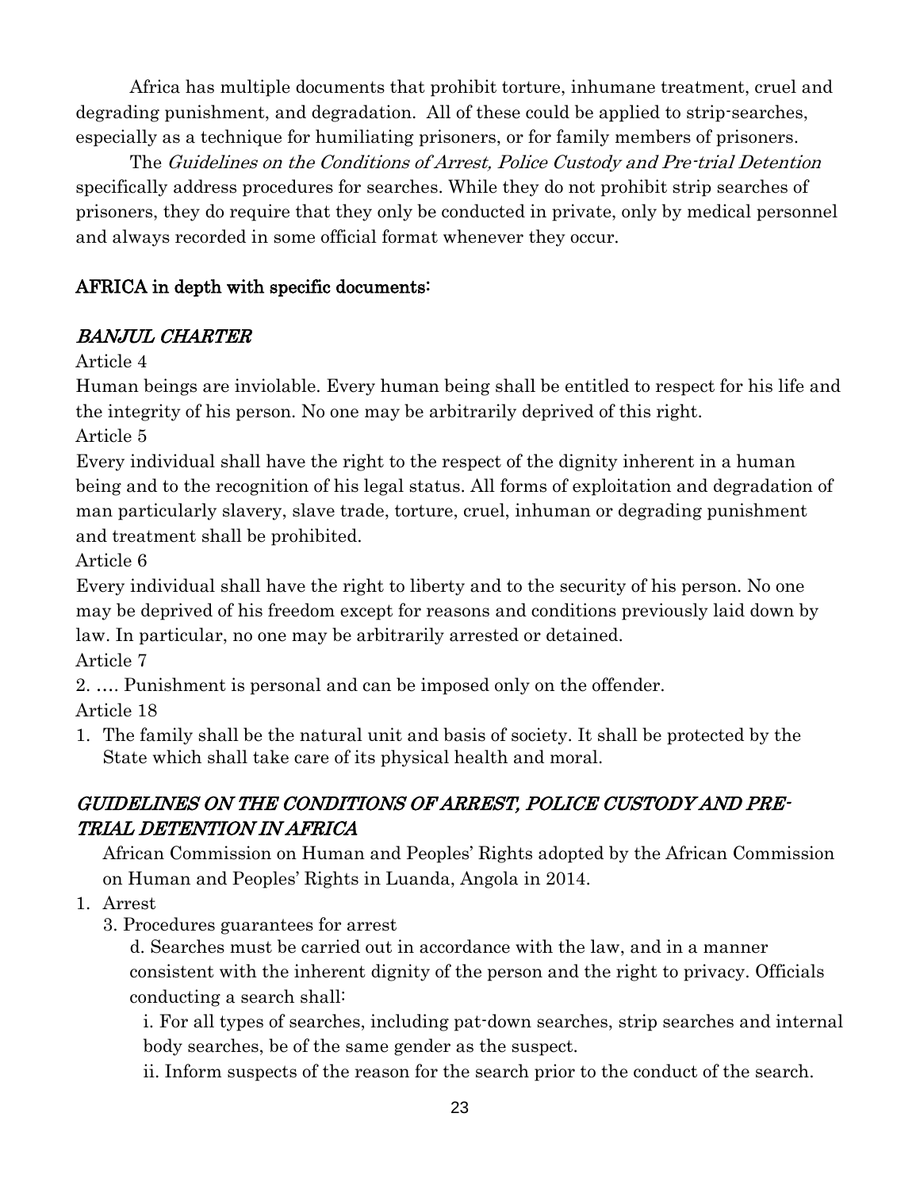Africa has multiple documents that prohibit torture, inhumane treatment, cruel and degrading punishment, and degradation. All of these could be applied to strip-searches, especially as a technique for humiliating prisoners, or for family members of prisoners.

The *Guidelines on the Conditions of Arrest, Police Custody and Pre-trial Detention* specifically address procedures for searches. While they do not prohibit strip searches of prisoners, they do require that they only be conducted in private, only by medical personnel and always recorded in some official format whenever they occur.

**AFRICA in depth with specific documents:**

***BANJUL CHARTER***

Article 4

Human beings are inviolable. Every human being shall be entitled to respect for his life and the integrity of his person. No one may be arbitrarily deprived of this right.

Article 5

Every individual shall have the right to the respect of the dignity inherent in a human being and to the recognition of his legal status. All forms of exploitation and degradation of man particularly slavery, slave trade, torture, cruel, inhuman or degrading punishment and treatment shall be prohibited.

Article 6

Every individual shall have the right to liberty and to the security of his person. No one may be deprived of his freedom except for reasons and conditions previously laid down by law. In particular, no one may be arbitrarily arrested or detained.

Article 7

2. …. Punishment is personal and can be imposed only on the offender.

Article 18

1. The family shall be the natural unit and basis of society. It shall be protected by the State which shall take care of its physical health and moral.

***GUIDELINES ON THE CONDITIONS OF ARREST, POLICE CUSTODY AND PRE-TRIAL DETENTION IN AFRICA***

African Commission on Human and Peoples' Rights adopted by the African Commission on Human and Peoples' Rights in Luanda, Angola in 2014.

1. Arrest
   3. Procedures guarantees for arrest
      
      d. Searches must be carried out in accordance with the law, and in a manner consistent with the inherent dignity of the person and the right to privacy. Officials conducting a search shall:
      
      i. For all types of searches, including pat-down searches, strip searches and internal body searches, be of the same gender as the suspect.
      
      ii. Inform suspects of the reason for the search prior to the conduct of the search.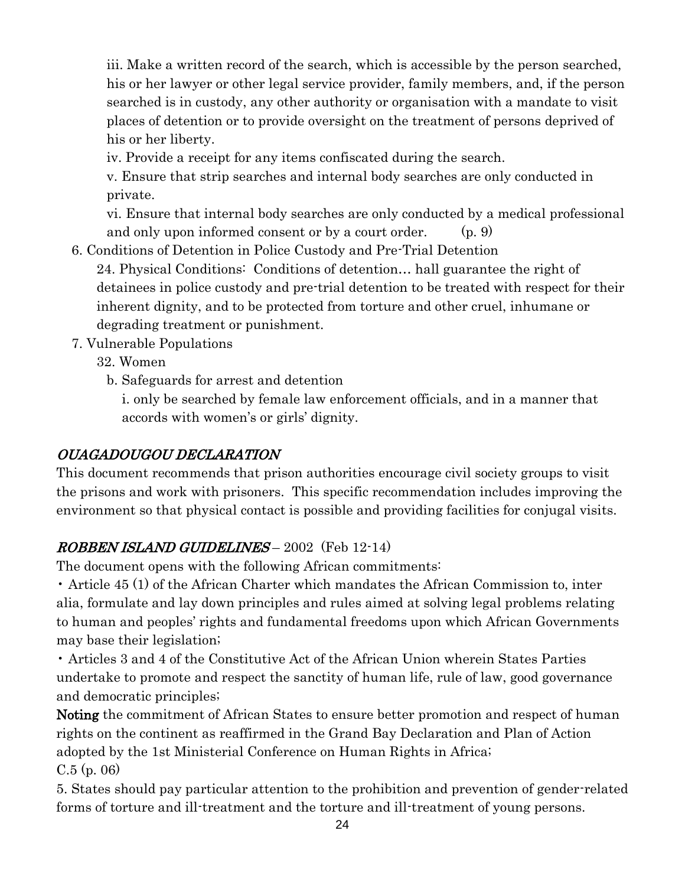iii. Make a written record of the search, which is accessible by the person searched, his or her lawyer or other legal service provider, family members, and, if the person searched is in custody, any other authority or organisation with a mandate to visit places of detention or to provide oversight on the treatment of persons deprived of his or her liberty.

iv. Provide a receipt for any items confiscated during the search.

v. Ensure that strip searches and internal body searches are only conducted in private.

vi. Ensure that internal body searches are only conducted by a medical professional and only upon informed consent or by a court order. (p. 9)

6. Conditions of Detention in Police Custody and Pre-Trial Detention

   24. Physical Conditions: Conditions of detention… hall guarantee the right of detainees in police custody and pre-trial detention to be treated with respect for their inherent dignity, and to be protected from torture and other cruel, inhumane or degrading treatment or punishment.

7. Vulnerable Populations

   32. Women

   b. Safeguards for arrest and detention

   i. only be searched by female law enforcement officials, and in a manner that accords with women's or girls' dignity.

## *OUAGADOUGOU DECLARATION*

This document recommends that prison authorities encourage civil society groups to visit the prisons and work with prisoners. This specific recommendation includes improving the environment so that physical contact is possible and providing facilities for conjugal visits.

## *ROBBEN ISLAND GUIDELINES* – 2002 (Feb 12-14)

The document opens with the following African commitments:

• Article 45 (1) of the African Charter which mandates the African Commission to, inter alia, formulate and lay down principles and rules aimed at solving legal problems relating to human and peoples' rights and fundamental freedoms upon which African Governments may base their legislation;

• Articles 3 and 4 of the Constitutive Act of the African Union wherein States Parties undertake to promote and respect the sanctity of human life, rule of law, good governance and democratic principles;

**Noting** the commitment of African States to ensure better promotion and respect of human rights on the continent as reaffirmed in the Grand Bay Declaration and Plan of Action adopted by the 1st Ministerial Conference on Human Rights in Africa;

C.5 (p. 06)

5. States should pay particular attention to the prohibition and prevention of gender-related forms of torture and ill-treatment and the torture and ill-treatment of young persons.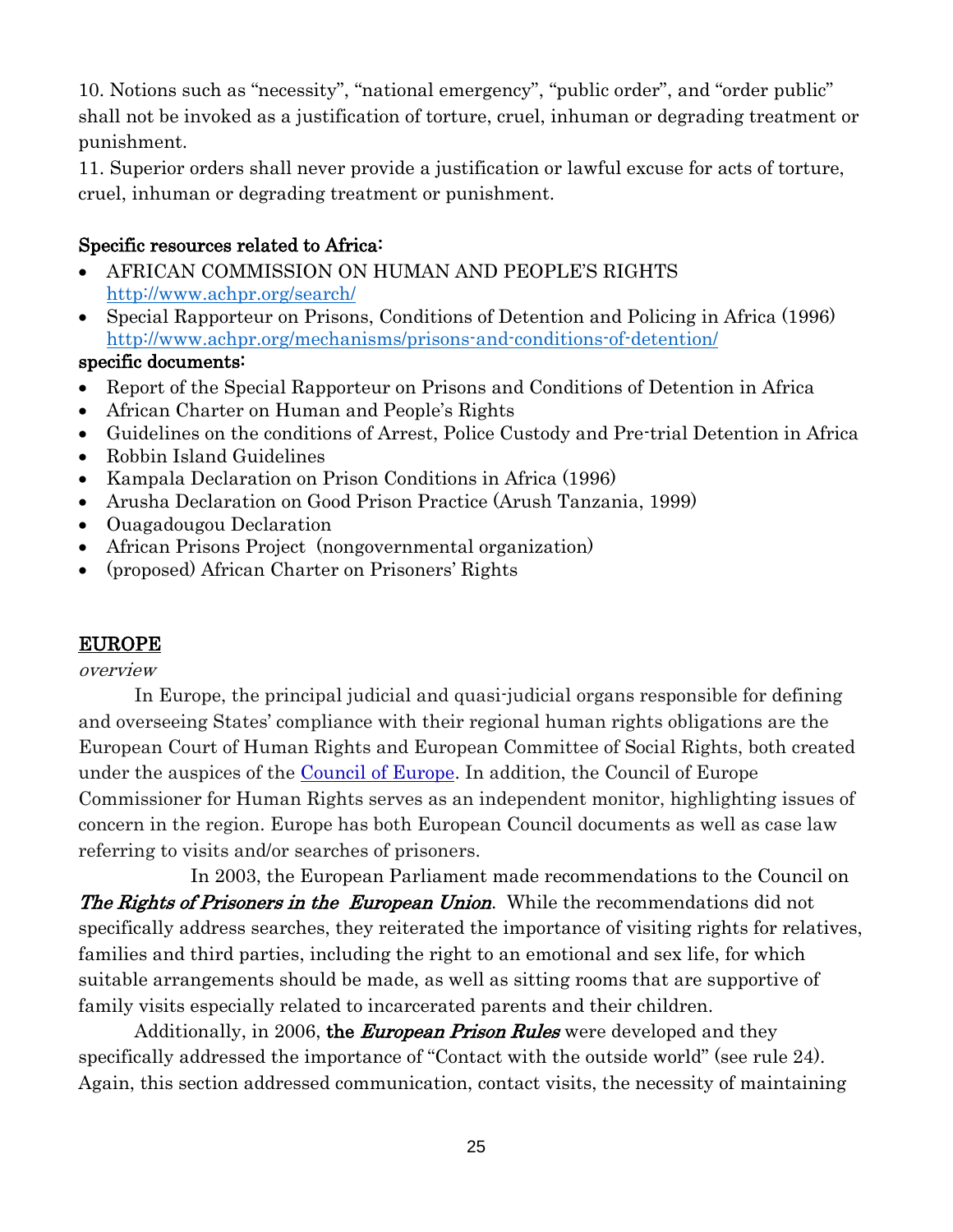10. Notions such as "necessity", "national emergency", "public order", and "order public" shall not be invoked as a justification of torture, cruel, inhuman or degrading treatment or punishment.
11. Superior orders shall never provide a justification or lawful excuse for acts of torture, cruel, inhuman or degrading treatment or punishment.

**Specific resources related to Africa:**

- AFRICAN COMMISSION ON HUMAN AND PEOPLE'S RIGHTS http://www.achpr.org/search/
- Special Rapporteur on Prisons, Conditions of Detention and Policing in Africa (1996) http://www.achpr.org/mechanisms/prisons-and-conditions-of-detention/

**specific documents:**

- Report of the Special Rapporteur on Prisons and Conditions of Detention in Africa
- African Charter on Human and People's Rights
- Guidelines on the conditions of Arrest, Police Custody and Pre-trial Detention in Africa
- Robbin Island Guidelines
- Kampala Declaration on Prison Conditions in Africa (1996)
- Arusha Declaration on Good Prison Practice (Arush Tanzania, 1999)
- Ouagadougou Declaration
- African Prisons Project (nongovernmental organization)
- (proposed) African Charter on Prisoners' Rights

## EUROPE

*overview*

In Europe, the principal judicial and quasi-judicial organs responsible for defining and overseeing States' compliance with their regional human rights obligations are the European Court of Human Rights and European Committee of Social Rights, both created under the auspices of the Council of Europe. In addition, the Council of Europe Commissioner for Human Rights serves as an independent monitor, highlighting issues of concern in the region. Europe has both European Council documents as well as case law referring to visits and/or searches of prisoners.

In 2003, the European Parliament made recommendations to the Council on ***The Rights of Prisoners in the European Union***. While the recommendations did not specifically address searches, they reiterated the importance of visiting rights for relatives, families and third parties, including the right to an emotional and sex life, for which suitable arrangements should be made, as well as sitting rooms that are supportive of family visits especially related to incarcerated parents and their children.

Additionally, in 2006, **the *European Prison Rules*** were developed and they specifically addressed the importance of "Contact with the outside world" (see rule 24). Again, this section addressed communication, contact visits, the necessity of maintaining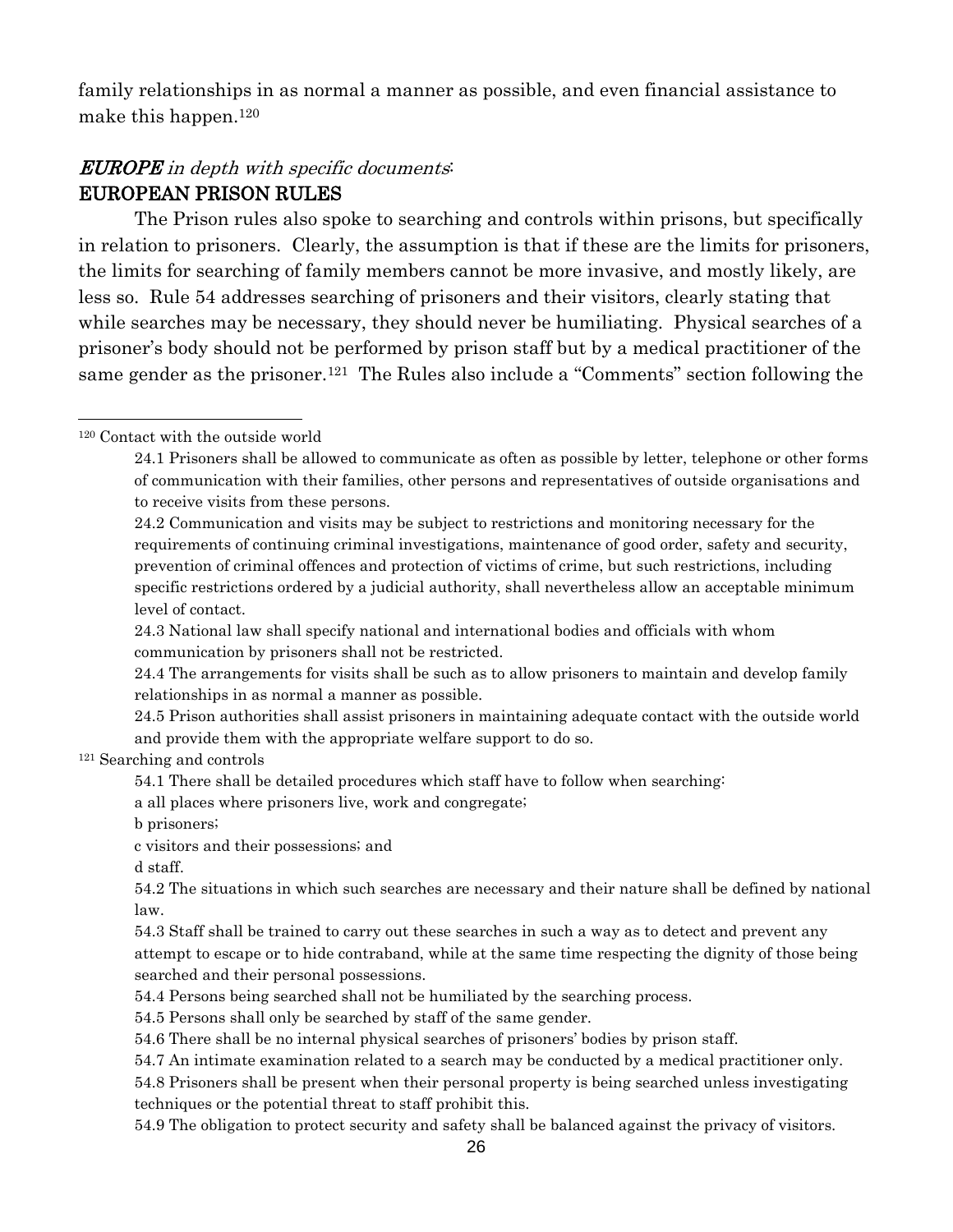family relationships in as normal a manner as possible, and even financial assistance to make this happen.[120]

## ***EUROPE*** *in depth with specific documents*:
## EUROPEAN PRISON RULES

The Prison rules also spoke to searching and controls within prisons, but specifically in relation to prisoners. Clearly, the assumption is that if these are the limits for prisoners, the limits for searching of family members cannot be more invasive, and mostly likely, are less so. Rule 54 addresses searching of prisoners and their visitors, clearly stating that while searches may be necessary, they should never be humiliating. Physical searches of a prisoner's body should not be performed by prison staff but by a medical practitioner of the same gender as the prisoner.[121] The Rules also include a "Comments" section following the

---

[120] Contact with the outside world

> 24.1 Prisoners shall be allowed to communicate as often as possible by letter, telephone or other forms of communication with their families, other persons and representatives of outside organisations and to receive visits from these persons.
>
> 24.2 Communication and visits may be subject to restrictions and monitoring necessary for the requirements of continuing criminal investigations, maintenance of good order, safety and security, prevention of criminal offences and protection of victims of crime, but such restrictions, including specific restrictions ordered by a judicial authority, shall nevertheless allow an acceptable minimum level of contact.
>
> 24.3 National law shall specify national and international bodies and officials with whom communication by prisoners shall not be restricted.
>
> 24.4 The arrangements for visits shall be such as to allow prisoners to maintain and develop family relationships in as normal a manner as possible.
>
> 24.5 Prison authorities shall assist prisoners in maintaining adequate contact with the outside world and provide them with the appropriate welfare support to do so.

[121] Searching and controls

> 54.1 There shall be detailed procedures which staff have to follow when searching:
>
> a all places where prisoners live, work and congregate;
>
> b prisoners;
>
> c visitors and their possessions; and
>
> d staff.
>
> 54.2 The situations in which such searches are necessary and their nature shall be defined by national law.
>
> 54.3 Staff shall be trained to carry out these searches in such a way as to detect and prevent any attempt to escape or to hide contraband, while at the same time respecting the dignity of those being searched and their personal possessions.
>
> 54.4 Persons being searched shall not be humiliated by the searching process.
>
> 54.5 Persons shall only be searched by staff of the same gender.
>
> 54.6 There shall be no internal physical searches of prisoners' bodies by prison staff.
>
> 54.7 An intimate examination related to a search may be conducted by a medical practitioner only.
>
> 54.8 Prisoners shall be present when their personal property is being searched unless investigating techniques or the potential threat to staff prohibit this.
>
> 54.9 The obligation to protect security and safety shall be balanced against the privacy of visitors.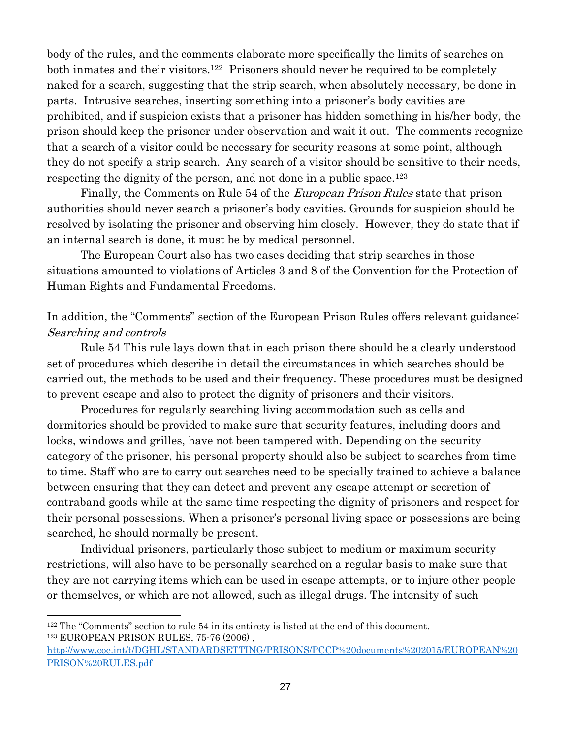body of the rules, and the comments elaborate more specifically the limits of searches on both inmates and their visitors.[122] Prisoners should never be required to be completely naked for a search, suggesting that the strip search, when absolutely necessary, be done in parts. Intrusive searches, inserting something into a prisoner's body cavities are prohibited, and if suspicion exists that a prisoner has hidden something in his/her body, the prison should keep the prisoner under observation and wait it out. The comments recognize that a search of a visitor could be necessary for security reasons at some point, although they do not specify a strip search. Any search of a visitor should be sensitive to their needs, respecting the dignity of the person, and not done in a public space.[123]

Finally, the Comments on Rule 54 of the *European Prison Rules* state that prison authorities should never search a prisoner's body cavities. Grounds for suspicion should be resolved by isolating the prisoner and observing him closely. However, they do state that if an internal search is done, it must be by medical personnel.

The European Court also has two cases deciding that strip searches in those situations amounted to violations of Articles 3 and 8 of the Convention for the Protection of Human Rights and Fundamental Freedoms.

In addition, the "Comments" section of the European Prison Rules offers relevant guidance:
*Searching and controls*

Rule 54 This rule lays down that in each prison there should be a clearly understood set of procedures which describe in detail the circumstances in which searches should be carried out, the methods to be used and their frequency. These procedures must be designed to prevent escape and also to protect the dignity of prisoners and their visitors.

Procedures for regularly searching living accommodation such as cells and dormitories should be provided to make sure that security features, including doors and locks, windows and grilles, have not been tampered with. Depending on the security category of the prisoner, his personal property should also be subject to searches from time to time. Staff who are to carry out searches need to be specially trained to achieve a balance between ensuring that they can detect and prevent any escape attempt or secretion of contraband goods while at the same time respecting the dignity of prisoners and respect for their personal possessions. When a prisoner's personal living space or possessions are being searched, he should normally be present.

Individual prisoners, particularly those subject to medium or maximum security restrictions, will also have to be personally searched on a regular basis to make sure that they are not carrying items which can be used in escape attempts, or to injure other people or themselves, or which are not allowed, such as illegal drugs. The intensity of such

---

[122] The "Comments" section to rule 54 in its entirety is listed at the end of this document.
[123] EUROPEAN PRISON RULES, 75-76 (2006) , http://www.coe.int/t/DGHL/STANDARDSETTING/PRISONS/PCCP%20documents%202015/EUROPEAN%20PRISON%20RULES.pdf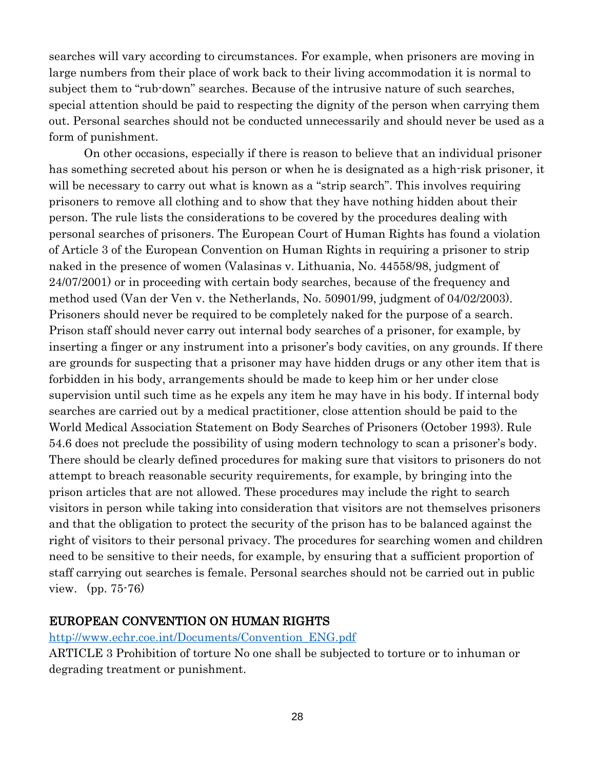searches will vary according to circumstances. For example, when prisoners are moving in large numbers from their place of work back to their living accommodation it is normal to subject them to "rub-down" searches. Because of the intrusive nature of such searches, special attention should be paid to respecting the dignity of the person when carrying them out. Personal searches should not be conducted unnecessarily and should never be used as a form of punishment.

On other occasions, especially if there is reason to believe that an individual prisoner has something secreted about his person or when he is designated as a high-risk prisoner, it will be necessary to carry out what is known as a "strip search". This involves requiring prisoners to remove all clothing and to show that they have nothing hidden about their person. The rule lists the considerations to be covered by the procedures dealing with personal searches of prisoners. The European Court of Human Rights has found a violation of Article 3 of the European Convention on Human Rights in requiring a prisoner to strip naked in the presence of women (Valasinas v. Lithuania, No. 44558/98, judgment of 24/07/2001) or in proceeding with certain body searches, because of the frequency and method used (Van der Ven v. the Netherlands, No. 50901/99, judgment of 04/02/2003). Prisoners should never be required to be completely naked for the purpose of a search. Prison staff should never carry out internal body searches of a prisoner, for example, by inserting a finger or any instrument into a prisoner's body cavities, on any grounds. If there are grounds for suspecting that a prisoner may have hidden drugs or any other item that is forbidden in his body, arrangements should be made to keep him or her under close supervision until such time as he expels any item he may have in his body. If internal body searches are carried out by a medical practitioner, close attention should be paid to the World Medical Association Statement on Body Searches of Prisoners (October 1993). Rule 54.6 does not preclude the possibility of using modern technology to scan a prisoner's body. There should be clearly defined procedures for making sure that visitors to prisoners do not attempt to breach reasonable security requirements, for example, by bringing into the prison articles that are not allowed. These procedures may include the right to search visitors in person while taking into consideration that visitors are not themselves prisoners and that the obligation to protect the security of the prison has to be balanced against the right of visitors to their personal privacy. The procedures for searching women and children need to be sensitive to their needs, for example, by ensuring that a sufficient proportion of staff carrying out searches is female. Personal searches should not be carried out in public view. (pp. 75-76)

## EUROPEAN CONVENTION ON HUMAN RIGHTS

http://www.echr.coe.int/Documents/Convention_ENG.pdf

ARTICLE 3 Prohibition of torture No one shall be subjected to torture or to inhuman or degrading treatment or punishment.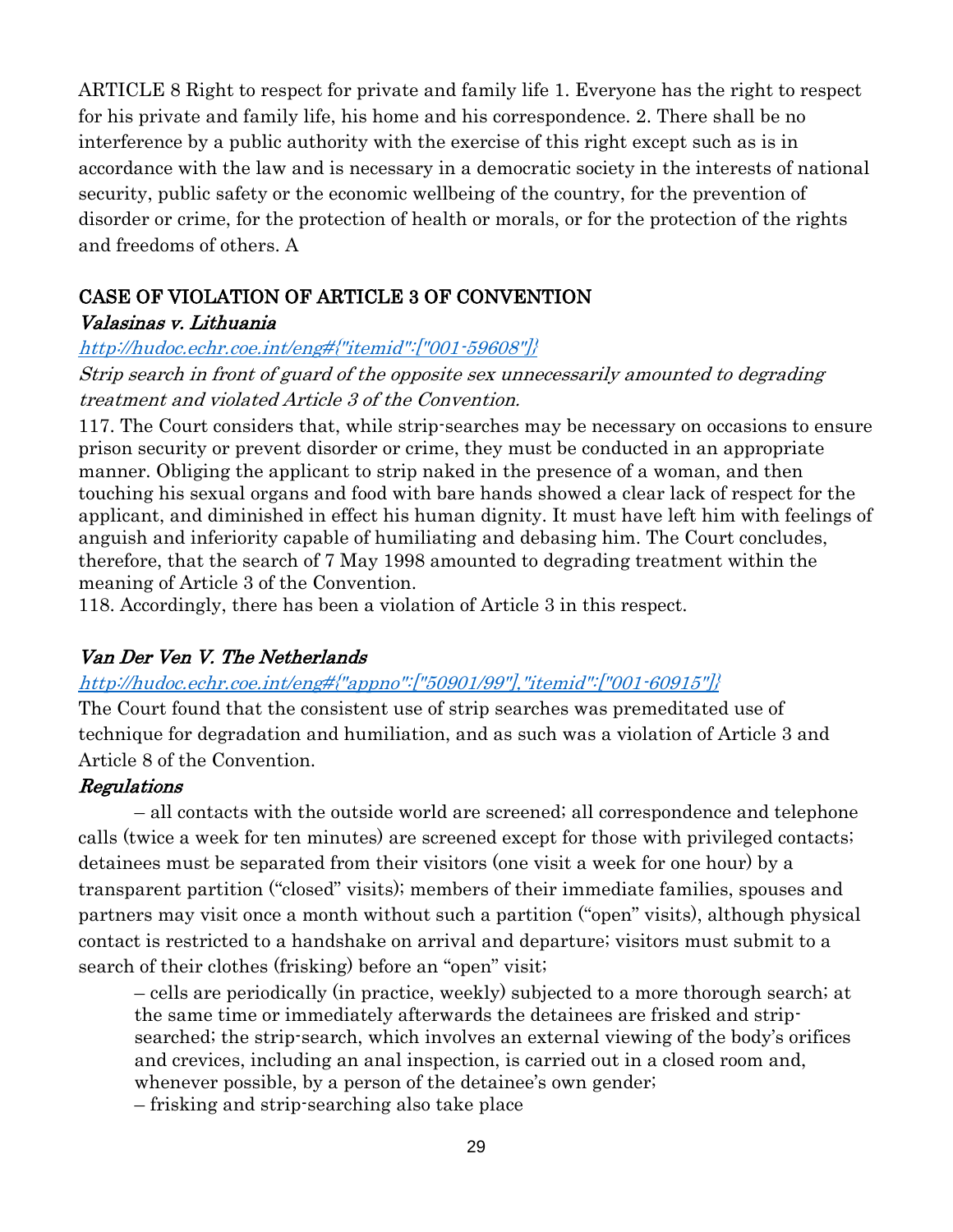ARTICLE 8 Right to respect for private and family life 1. Everyone has the right to respect for his private and family life, his home and his correspondence. 2. There shall be no interference by a public authority with the exercise of this right except such as is in accordance with the law and is necessary in a democratic society in the interests of national security, public safety or the economic wellbeing of the country, for the prevention of disorder or crime, for the protection of health or morals, or for the protection of the rights and freedoms of others. A

## CASE OF VIOLATION OF ARTICLE 3 OF CONVENTION

***Valasinas v. Lithuania***

*[http://hudoc.echr.coe.int/eng#{"itemid":["001-59608"]}](http://hudoc.echr.coe.int/eng#{"itemid":["001-59608"]})*

*Strip search in front of guard of the opposite sex unnecessarily amounted to degrading treatment and violated Article 3 of the Convention.*

117. The Court considers that, while strip-searches may be necessary on occasions to ensure prison security or prevent disorder or crime, they must be conducted in an appropriate manner. Obliging the applicant to strip naked in the presence of a woman, and then touching his sexual organs and food with bare hands showed a clear lack of respect for the applicant, and diminished in effect his human dignity. It must have left him with feelings of anguish and inferiority capable of humiliating and debasing him. The Court concludes, therefore, that the search of 7 May 1998 amounted to degrading treatment within the meaning of Article 3 of the Convention.

118. Accordingly, there has been a violation of Article 3 in this respect.

***Van Der Ven V. The Netherlands***

*[http://hudoc.echr.coe.int/eng#{"appno":["50901/99"],"itemid":["001-60915"]}](http://hudoc.echr.coe.int/eng#{"appno":["50901/99"],"itemid":["001-60915"]})*

The Court found that the consistent use of strip searches was premeditated use of technique for degradation and humiliation, and as such was a violation of Article 3 and Article 8 of the Convention.

***Regulations***

– all contacts with the outside world are screened; all correspondence and telephone calls (twice a week for ten minutes) are screened except for those with privileged contacts; detainees must be separated from their visitors (one visit a week for one hour) by a transparent partition ("closed" visits); members of their immediate families, spouses and partners may visit once a month without such a partition ("open" visits), although physical contact is restricted to a handshake on arrival and departure; visitors must submit to a search of their clothes (frisking) before an "open" visit;

– cells are periodically (in practice, weekly) subjected to a more thorough search; at the same time or immediately afterwards the detainees are frisked and strip-searched; the strip-search, which involves an external viewing of the body's orifices and crevices, including an anal inspection, is carried out in a closed room and, whenever possible, by a person of the detainee's own gender;

– frisking and strip-searching also take place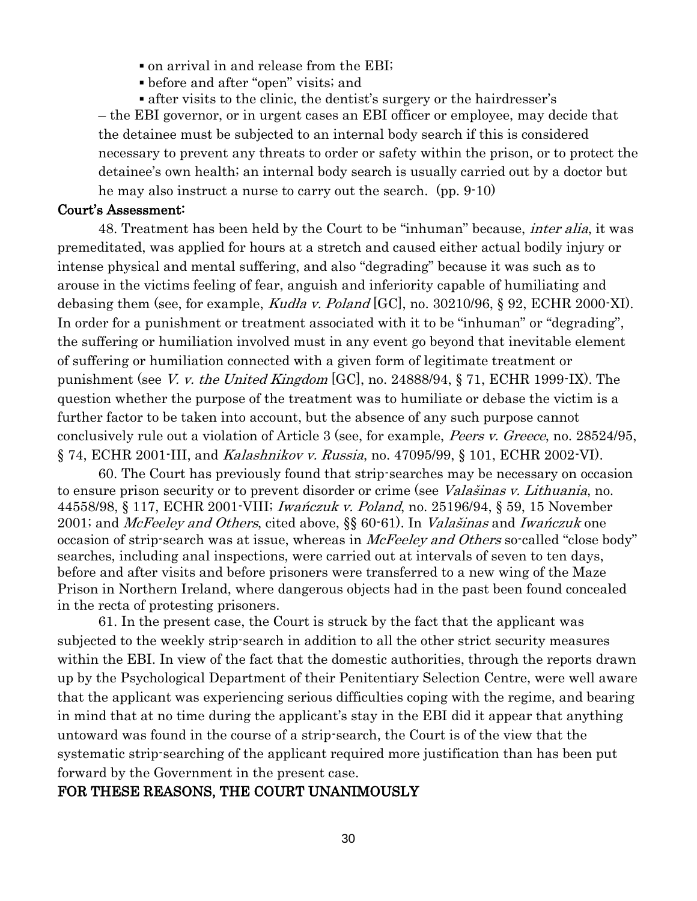- on arrival in and release from the EBI;
- before and after "open" visits; and
- after visits to the clinic, the dentist's surgery or the hairdresser's

– the EBI governor, or in urgent cases an EBI officer or employee, may decide that the detainee must be subjected to an internal body search if this is considered necessary to prevent any threats to order or safety within the prison, or to protect the detainee's own health; an internal body search is usually carried out by a doctor but he may also instruct a nurse to carry out the search. (pp. 9-10)

**Court's Assessment:**

48. Treatment has been held by the Court to be "inhuman" because, *inter alia*, it was premeditated, was applied for hours at a stretch and caused either actual bodily injury or intense physical and mental suffering, and also "degrading" because it was such as to arouse in the victims feeling of fear, anguish and inferiority capable of humiliating and debasing them (see, for example, *Kudła v. Poland* [GC], no. 30210/96, § 92, ECHR 2000-XI). In order for a punishment or treatment associated with it to be "inhuman" or "degrading", the suffering or humiliation involved must in any event go beyond that inevitable element of suffering or humiliation connected with a given form of legitimate treatment or punishment (see *V. v. the United Kingdom* [GC], no. 24888/94, § 71, ECHR 1999-IX). The question whether the purpose of the treatment was to humiliate or debase the victim is a further factor to be taken into account, but the absence of any such purpose cannot conclusively rule out a violation of Article 3 (see, for example, *Peers v. Greece*, no. 28524/95, § 74, ECHR 2001-III, and *Kalashnikov v. Russia*, no. 47095/99, § 101, ECHR 2002-VI).

60. The Court has previously found that strip-searches may be necessary on occasion to ensure prison security or to prevent disorder or crime (see *Valašinas v. Lithuania*, no. 44558/98, § 117, ECHR 2001-VIII; *Iwańczuk v. Poland*, no. 25196/94, § 59, 15 November 2001; and *McFeeley and Others*, cited above, §§ 60-61). In *Valašinas* and *Iwańczuk* one occasion of strip-search was at issue, whereas in *McFeeley and Others* so-called "close body" searches, including anal inspections, were carried out at intervals of seven to ten days, before and after visits and before prisoners were transferred to a new wing of the Maze Prison in Northern Ireland, where dangerous objects had in the past been found concealed in the recta of protesting prisoners.

61. In the present case, the Court is struck by the fact that the applicant was subjected to the weekly strip-search in addition to all the other strict security measures within the EBI. In view of the fact that the domestic authorities, through the reports drawn up by the Psychological Department of their Penitentiary Selection Centre, were well aware that the applicant was experiencing serious difficulties coping with the regime, and bearing in mind that at no time during the applicant's stay in the EBI did it appear that anything untoward was found in the course of a strip-search, the Court is of the view that the systematic strip-searching of the applicant required more justification than has been put forward by the Government in the present case.

**FOR THESE REASONS, THE COURT UNANIMOUSLY**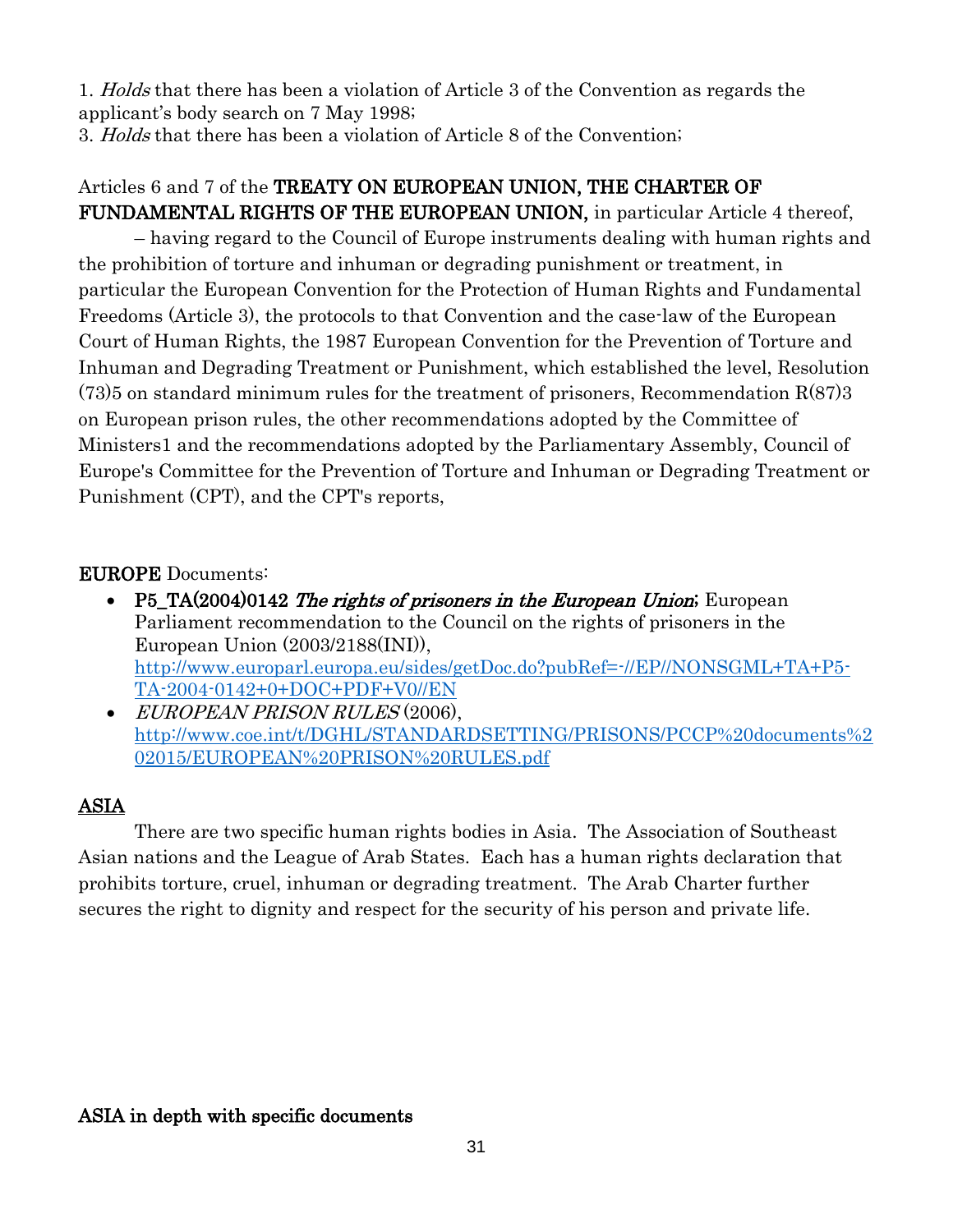1. *Holds* that there has been a violation of Article 3 of the Convention as regards the applicant's body search on 7 May 1998;
3. *Holds* that there has been a violation of Article 8 of the Convention;

Articles 6 and 7 of the **TREATY ON EUROPEAN UNION, THE CHARTER OF FUNDAMENTAL RIGHTS OF THE EUROPEAN UNION,** in particular Article 4 thereof,

– having regard to the Council of Europe instruments dealing with human rights and the prohibition of torture and inhuman or degrading punishment or treatment, in particular the European Convention for the Protection of Human Rights and Fundamental Freedoms (Article 3), the protocols to that Convention and the case-law of the European Court of Human Rights, the 1987 European Convention for the Prevention of Torture and Inhuman and Degrading Treatment or Punishment, which established the level, Resolution (73)5 on standard minimum rules for the treatment of prisoners, Recommendation R(87)3 on European prison rules, the other recommendations adopted by the Committee of Ministers1 and the recommendations adopted by the Parliamentary Assembly, Council of Europe's Committee for the Prevention of Torture and Inhuman or Degrading Treatment or Punishment (CPT), and the CPT's reports,

**EUROPE** Documents:

- **P5_TA(2004)0142** ***The rights of prisoners in the European Union***; European Parliament recommendation to the Council on the rights of prisoners in the European Union (2003/2188(INI)), http://www.europarl.europa.eu/sides/getDoc.do?pubRef=-//EP//NONSGML+TA+P5-TA-2004-0142+0+DOC+PDF+V0//EN
- *EUROPEAN PRISON RULES* (2006), http://www.coe.int/t/DGHL/STANDARDSETTING/PRISONS/PCCP%20documents%202015/EUROPEAN%20PRISON%20RULES.pdf

## ASIA

There are two specific human rights bodies in Asia. The Association of Southeast Asian nations and the League of Arab States. Each has a human rights declaration that prohibits torture, cruel, inhuman or degrading treatment. The Arab Charter further secures the right to dignity and respect for the security of his person and private life.

**ASIA in depth with specific documents**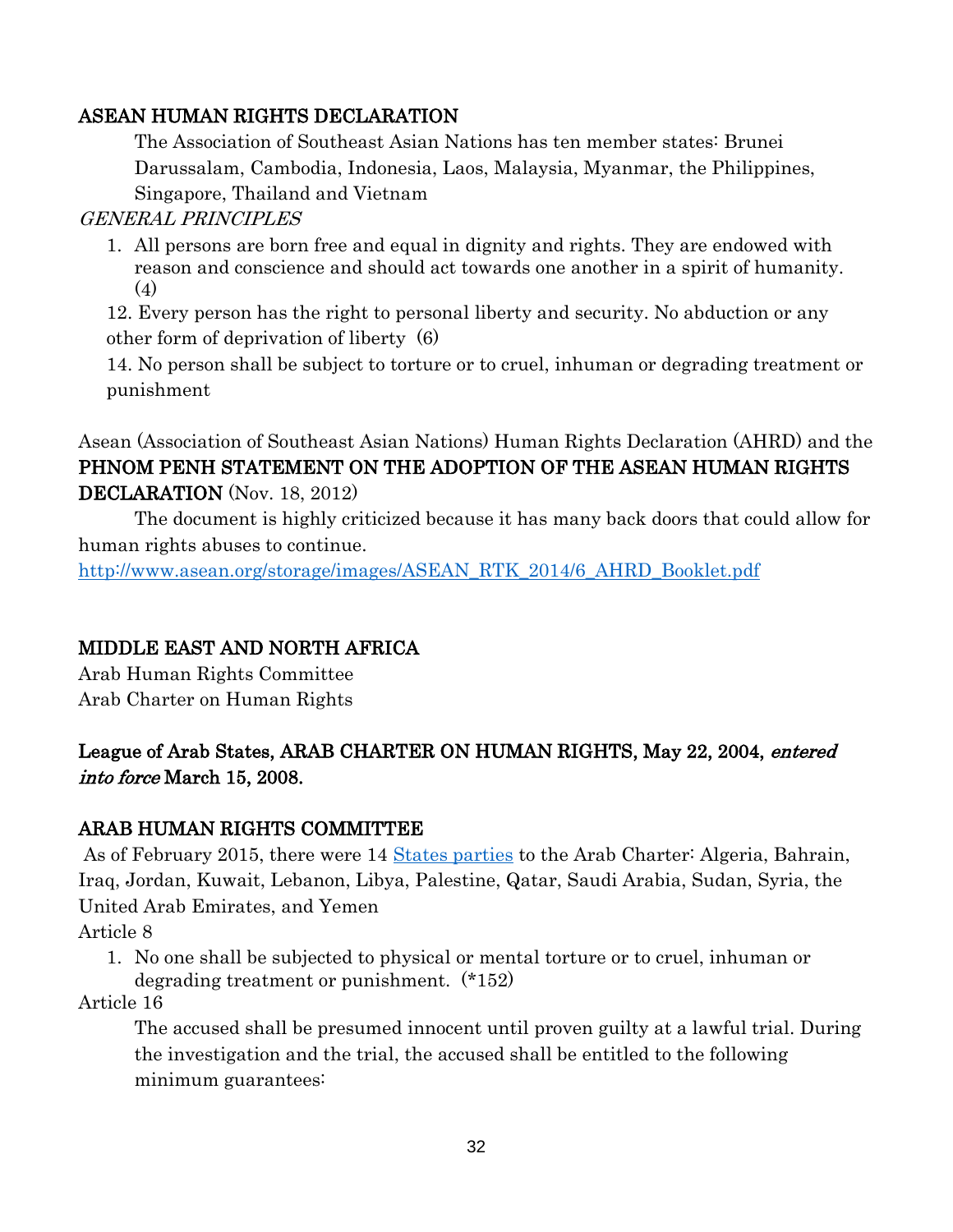## ASEAN HUMAN RIGHTS DECLARATION

The Association of Southeast Asian Nations has ten member states: Brunei Darussalam, Cambodia, Indonesia, Laos, Malaysia, Myanmar, the Philippines, Singapore, Thailand and Vietnam

*GENERAL PRINCIPLES*

1. All persons are born free and equal in dignity and rights. They are endowed with reason and conscience and should act towards one another in a spirit of humanity. (4)

12. Every person has the right to personal liberty and security. No abduction or any other form of deprivation of liberty (6)

14. No person shall be subject to torture or to cruel, inhuman or degrading treatment or punishment

Asean (Association of Southeast Asian Nations) Human Rights Declaration (AHRD) and the **PHNOM PENH STATEMENT ON THE ADOPTION OF THE ASEAN HUMAN RIGHTS DECLARATION** (Nov. 18, 2012)

The document is highly criticized because it has many back doors that could allow for human rights abuses to continue.

http://www.asean.org/storage/images/ASEAN_RTK_2014/6_AHRD_Booklet.pdf

## MIDDLE EAST AND NORTH AFRICA

Arab Human Rights Committee
Arab Charter on Human Rights

**League of Arab States, ARAB CHARTER ON HUMAN RIGHTS, May 22, 2004, *entered into force* March 15, 2008.**

## ARAB HUMAN RIGHTS COMMITTEE

As of February 2015, there were 14 States parties to the Arab Charter: Algeria, Bahrain, Iraq, Jordan, Kuwait, Lebanon, Libya, Palestine, Qatar, Saudi Arabia, Sudan, Syria, the United Arab Emirates, and Yemen

Article 8

1. No one shall be subjected to physical or mental torture or to cruel, inhuman or degrading treatment or punishment. (*152)

Article 16

The accused shall be presumed innocent until proven guilty at a lawful trial. During the investigation and the trial, the accused shall be entitled to the following minimum guarantees: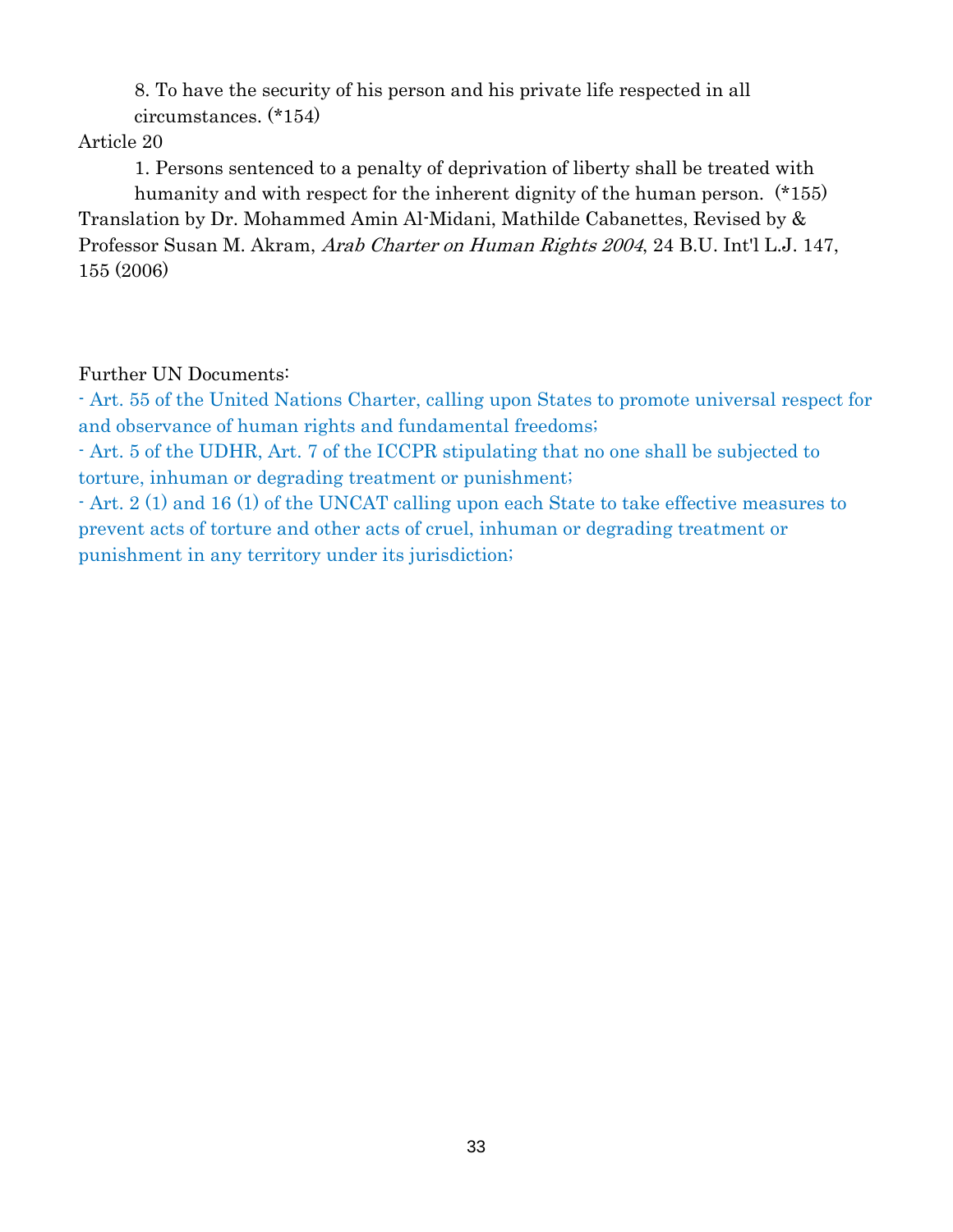8. To have the security of his person and his private life respected in all circumstances. (*154)

Article 20

1. Persons sentenced to a penalty of deprivation of liberty shall be treated with humanity and with respect for the inherent dignity of the human person. (*155)

Translation by Dr. Mohammed Amin Al-Midani, Mathilde Cabanettes, Revised by & Professor Susan M. Akram, *Arab Charter on Human Rights 2004*, 24 B.U. Int'l L.J. 147, 155 (2006)

Further UN Documents:

- Art. 55 of the United Nations Charter, calling upon States to promote universal respect for and observance of human rights and fundamental freedoms;
- Art. 5 of the UDHR, Art. 7 of the ICCPR stipulating that no one shall be subjected to torture, inhuman or degrading treatment or punishment;
- Art. 2 (1) and 16 (1) of the UNCAT calling upon each State to take effective measures to prevent acts of torture and other acts of cruel, inhuman or degrading treatment or punishment in any territory under its jurisdiction;